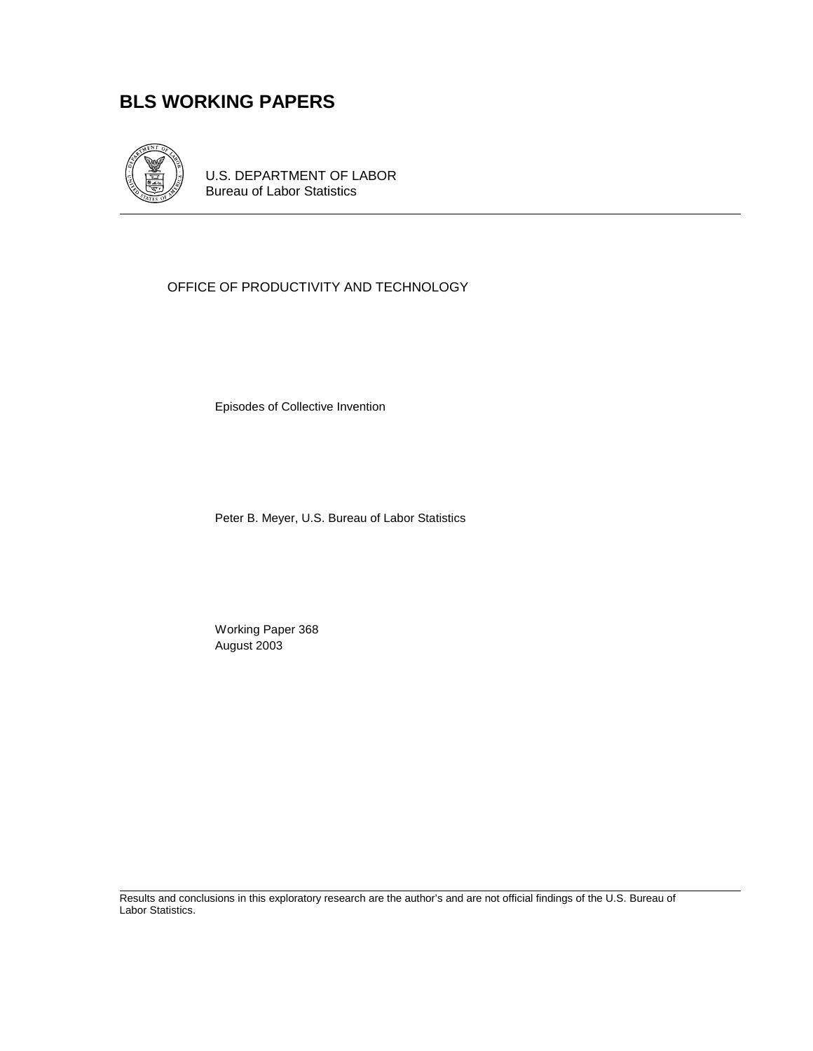# BLS WORKING PAPERS

U.S. DEPARTMENT OF LABOR
Bureau of Labor Statistics

OFFICE OF PRODUCTIVITY AND TECHNOLOGY

Episodes of Collective Invention

Peter B. Meyer, U.S. Bureau of Labor Statistics

Working Paper 368
August 2003

Results and conclusions in this exploratory research are the author's and are not official findings of the U.S. Bureau of Labor Statistics.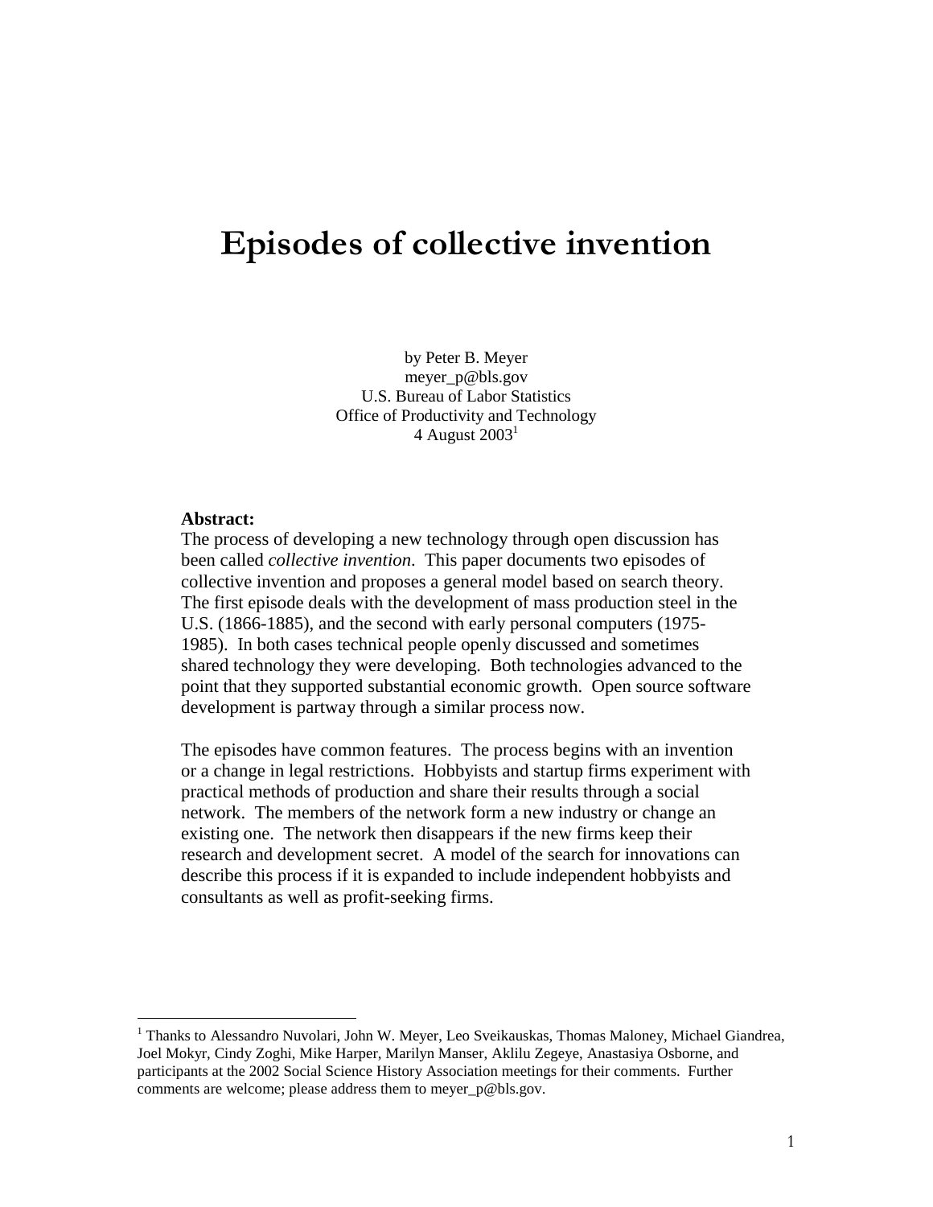# Episodes of collective invention

by Peter B. Meyer
meyer_p@bls.gov
U.S. Bureau of Labor Statistics
Office of Productivity and Technology
4 August 2003[1]

**Abstract:**
The process of developing a new technology through open discussion has been called *collective invention*. This paper documents two episodes of collective invention and proposes a general model based on search theory. The first episode deals with the development of mass production steel in the U.S. (1866-1885), and the second with early personal computers (1975-1985). In both cases technical people openly discussed and sometimes shared technology they were developing. Both technologies advanced to the point that they supported substantial economic growth. Open source software development is partway through a similar process now.

The episodes have common features. The process begins with an invention or a change in legal restrictions. Hobbyists and startup firms experiment with practical methods of production and share their results through a social network. The members of the network form a new industry or change an existing one. The network then disappears if the new firms keep their research and development secret. A model of the search for innovations can describe this process if it is expanded to include independent hobbyists and consultants as well as profit-seeking firms.

[1] Thanks to Alessandro Nuvolari, John W. Meyer, Leo Sveikauskas, Thomas Maloney, Michael Giandrea, Joel Mokyr, Cindy Zoghi, Mike Harper, Marilyn Manser, Aklilu Zegeye, Anastasiya Osborne, and participants at the 2002 Social Science History Association meetings for their comments. Further comments are welcome; please address them to meyer_p@bls.gov.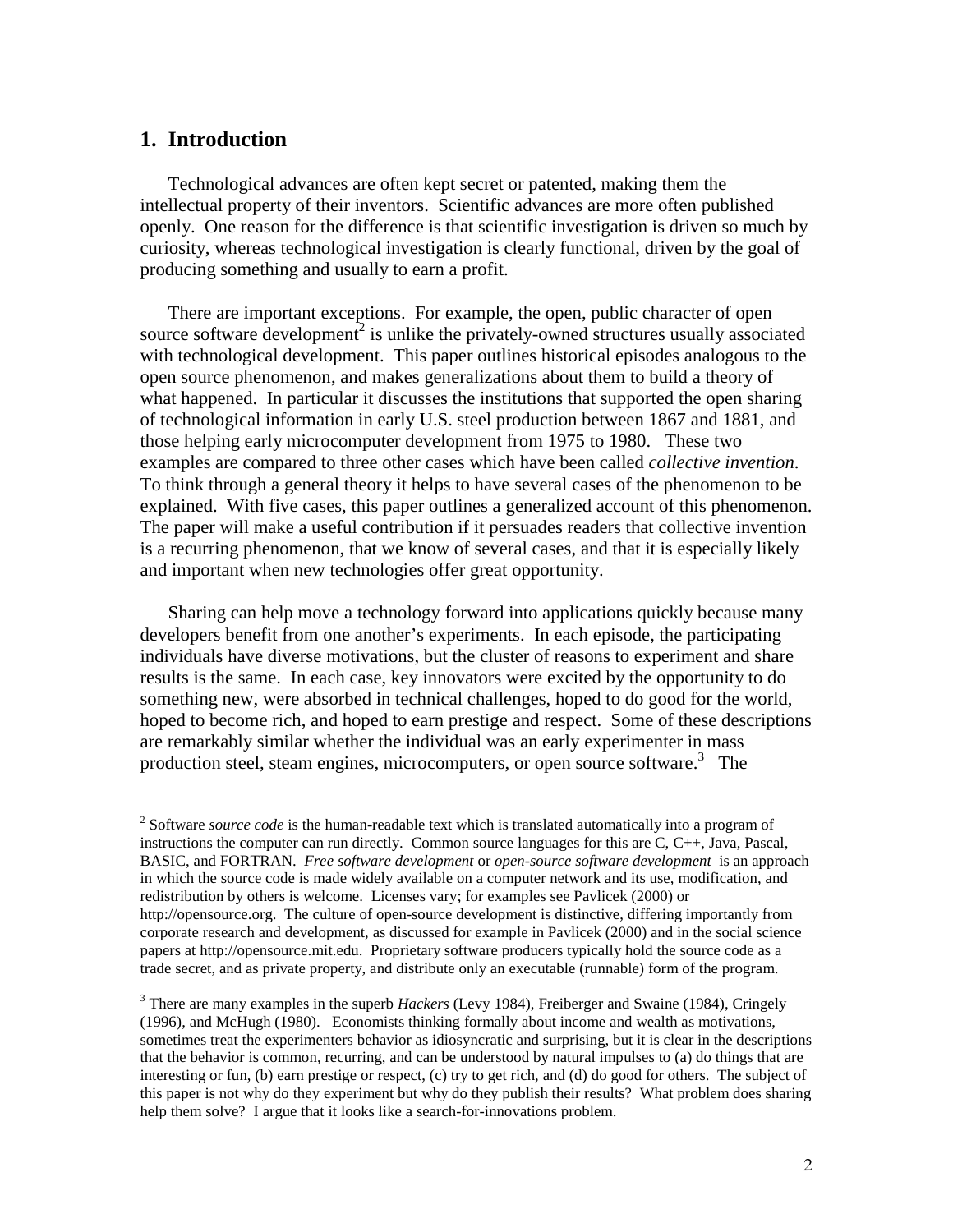## 1. Introduction

Technological advances are often kept secret or patented, making them the intellectual property of their inventors. Scientific advances are more often published openly. One reason for the difference is that scientific investigation is driven so much by curiosity, whereas technological investigation is clearly functional, driven by the goal of producing something and usually to earn a profit.

There are important exceptions. For example, the open, public character of open source software development[2] is unlike the privately-owned structures usually associated with technological development. This paper outlines historical episodes analogous to the open source phenomenon, and makes generalizations about them to build a theory of what happened. In particular it discusses the institutions that supported the open sharing of technological information in early U.S. steel production between 1867 and 1881, and those helping early microcomputer development from 1975 to 1980. These two examples are compared to three other cases which have been called *collective invention*. To think through a general theory it helps to have several cases of the phenomenon to be explained. With five cases, this paper outlines a generalized account of this phenomenon. The paper will make a useful contribution if it persuades readers that collective invention is a recurring phenomenon, that we know of several cases, and that it is especially likely and important when new technologies offer great opportunity.

Sharing can help move a technology forward into applications quickly because many developers benefit from one another's experiments. In each episode, the participating individuals have diverse motivations, but the cluster of reasons to experiment and share results is the same. In each case, key innovators were excited by the opportunity to do something new, were absorbed in technical challenges, hoped to do good for the world, hoped to become rich, and hoped to earn prestige and respect. Some of these descriptions are remarkably similar whether the individual was an early experimenter in mass production steel, steam engines, microcomputers, or open source software.[3] The

---

[2] Software *source code* is the human-readable text which is translated automatically into a program of instructions the computer can run directly. Common source languages for this are C, C++, Java, Pascal, BASIC, and FORTRAN. *Free software development* or *open-source software development* is an approach in which the source code is made widely available on a computer network and its use, modification, and redistribution by others is welcome. Licenses vary; for examples see Pavlicek (2000) or http://opensource.org. The culture of open-source development is distinctive, differing importantly from corporate research and development, as discussed for example in Pavlicek (2000) and in the social science papers at http://opensource.mit.edu. Proprietary software producers typically hold the source code as a trade secret, and as private property, and distribute only an executable (runnable) form of the program.

[3] There are many examples in the superb *Hackers* (Levy 1984), Freiberger and Swaine (1984), Cringely (1996), and McHugh (1980). Economists thinking formally about income and wealth as motivations, sometimes treat the experimenters behavior as idiosyncratic and surprising, but it is clear in the descriptions that the behavior is common, recurring, and can be understood by natural impulses to (a) do things that are interesting or fun, (b) earn prestige or respect, (c) try to get rich, and (d) do good for others. The subject of this paper is not why do they experiment but why do they publish their results? What problem does sharing help them solve? I argue that it looks like a search-for-innovations problem.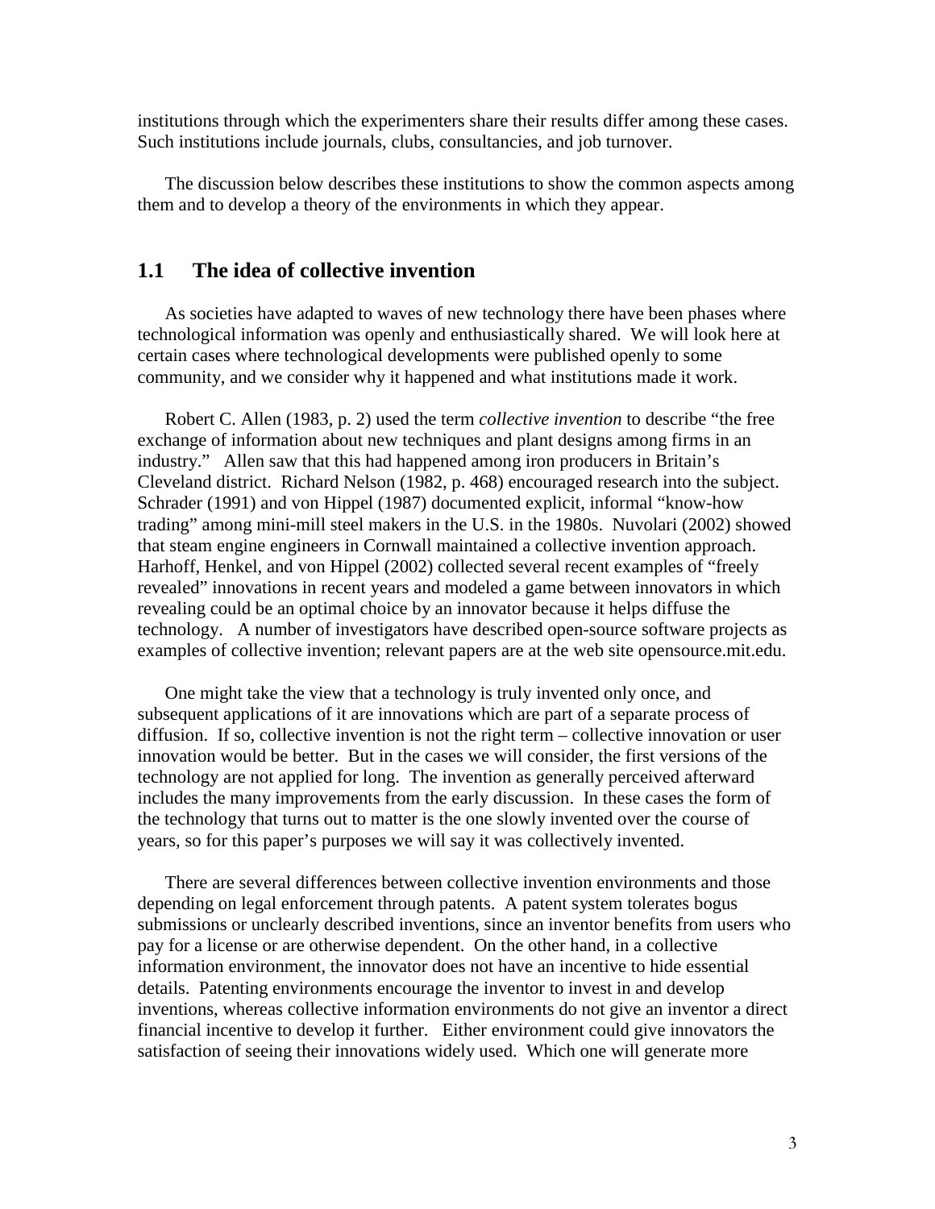institutions through which the experimenters share their results differ among these cases. Such institutions include journals, clubs, consultancies, and job turnover.

The discussion below describes these institutions to show the common aspects among them and to develop a theory of the environments in which they appear.

## 1.1 The idea of collective invention

As societies have adapted to waves of new technology there have been phases where technological information was openly and enthusiastically shared. We will look here at certain cases where technological developments were published openly to some community, and we consider why it happened and what institutions made it work.

Robert C. Allen (1983, p. 2) used the term *collective invention* to describe "the free exchange of information about new techniques and plant designs among firms in an industry." Allen saw that this had happened among iron producers in Britain's Cleveland district. Richard Nelson (1982, p. 468) encouraged research into the subject. Schrader (1991) and von Hippel (1987) documented explicit, informal "know-how trading" among mini-mill steel makers in the U.S. in the 1980s. Nuvolari (2002) showed that steam engine engineers in Cornwall maintained a collective invention approach. Harhoff, Henkel, and von Hippel (2002) collected several recent examples of "freely revealed" innovations in recent years and modeled a game between innovators in which revealing could be an optimal choice by an innovator because it helps diffuse the technology. A number of investigators have described open-source software projects as examples of collective invention; relevant papers are at the web site opensource.mit.edu.

One might take the view that a technology is truly invented only once, and subsequent applications of it are innovations which are part of a separate process of diffusion. If so, collective invention is not the right term – collective innovation or user innovation would be better. But in the cases we will consider, the first versions of the technology are not applied for long. The invention as generally perceived afterward includes the many improvements from the early discussion. In these cases the form of the technology that turns out to matter is the one slowly invented over the course of years, so for this paper's purposes we will say it was collectively invented.

There are several differences between collective invention environments and those depending on legal enforcement through patents. A patent system tolerates bogus submissions or unclearly described inventions, since an inventor benefits from users who pay for a license or are otherwise dependent. On the other hand, in a collective information environment, the innovator does not have an incentive to hide essential details. Patenting environments encourage the inventor to invest in and develop inventions, whereas collective information environments do not give an inventor a direct financial incentive to develop it further. Either environment could give innovators the satisfaction of seeing their innovations widely used. Which one will generate more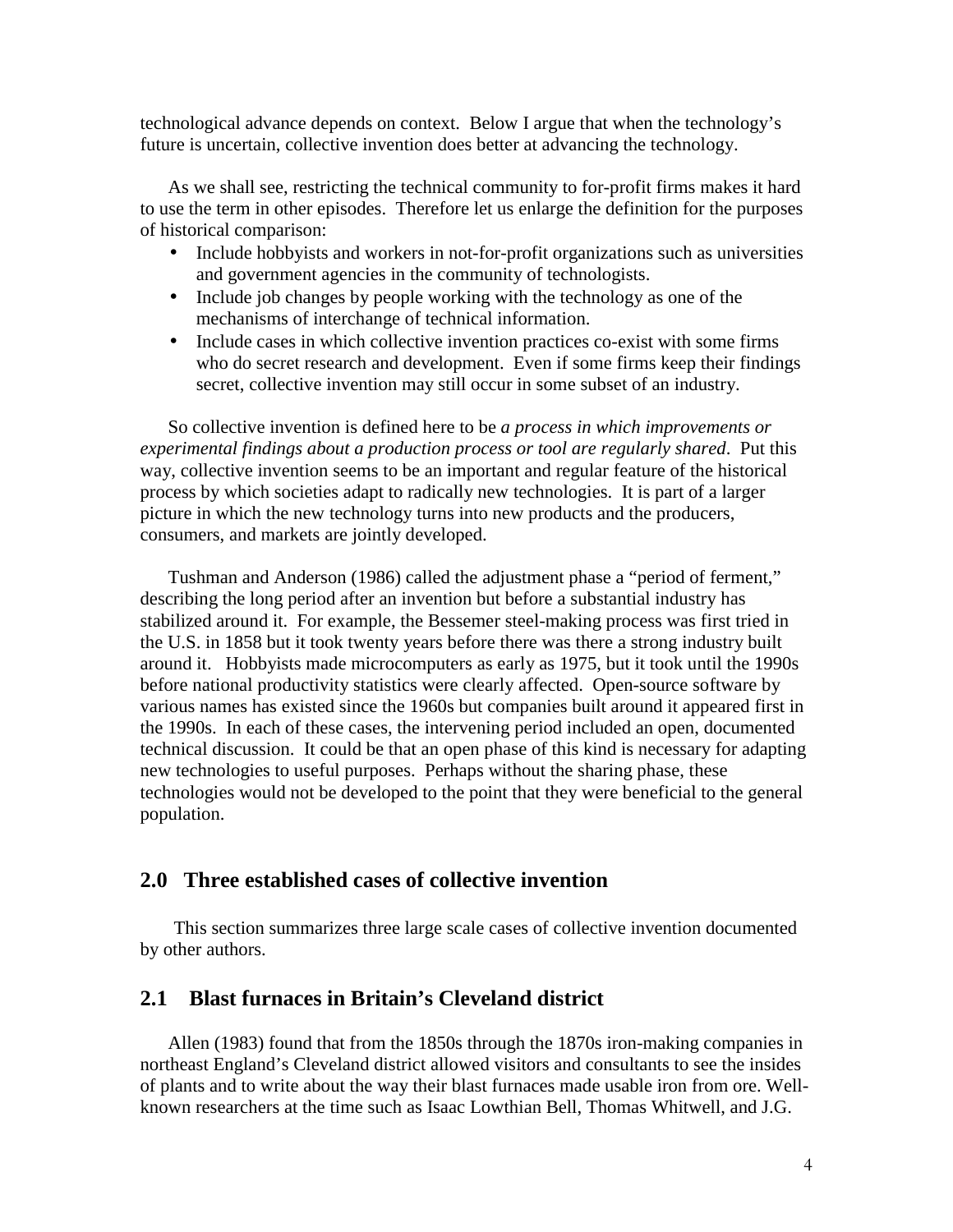technological advance depends on context. Below I argue that when the technology's future is uncertain, collective invention does better at advancing the technology.

As we shall see, restricting the technical community to for-profit firms makes it hard to use the term in other episodes. Therefore let us enlarge the definition for the purposes of historical comparison:

- Include hobbyists and workers in not-for-profit organizations such as universities and government agencies in the community of technologists.
- Include job changes by people working with the technology as one of the mechanisms of interchange of technical information.
- Include cases in which collective invention practices co-exist with some firms who do secret research and development. Even if some firms keep their findings secret, collective invention may still occur in some subset of an industry.

So collective invention is defined here to be *a process in which improvements or experimental findings about a production process or tool are regularly shared*. Put this way, collective invention seems to be an important and regular feature of the historical process by which societies adapt to radically new technologies. It is part of a larger picture in which the new technology turns into new products and the producers, consumers, and markets are jointly developed.

Tushman and Anderson (1986) called the adjustment phase a "period of ferment," describing the long period after an invention but before a substantial industry has stabilized around it. For example, the Bessemer steel-making process was first tried in the U.S. in 1858 but it took twenty years before there was there a strong industry built around it. Hobbyists made microcomputers as early as 1975, but it took until the 1990s before national productivity statistics were clearly affected. Open-source software by various names has existed since the 1960s but companies built around it appeared first in the 1990s. In each of these cases, the intervening period included an open, documented technical discussion. It could be that an open phase of this kind is necessary for adapting new technologies to useful purposes. Perhaps without the sharing phase, these technologies would not be developed to the point that they were beneficial to the general population.

## 2.0 Three established cases of collective invention

This section summarizes three large scale cases of collective invention documented by other authors.

## 2.1 Blast furnaces in Britain's Cleveland district

Allen (1983) found that from the 1850s through the 1870s iron-making companies in northeast England's Cleveland district allowed visitors and consultants to see the insides of plants and to write about the way their blast furnaces made usable iron from ore. Well-known researchers at the time such as Isaac Lowthian Bell, Thomas Whitwell, and J.G.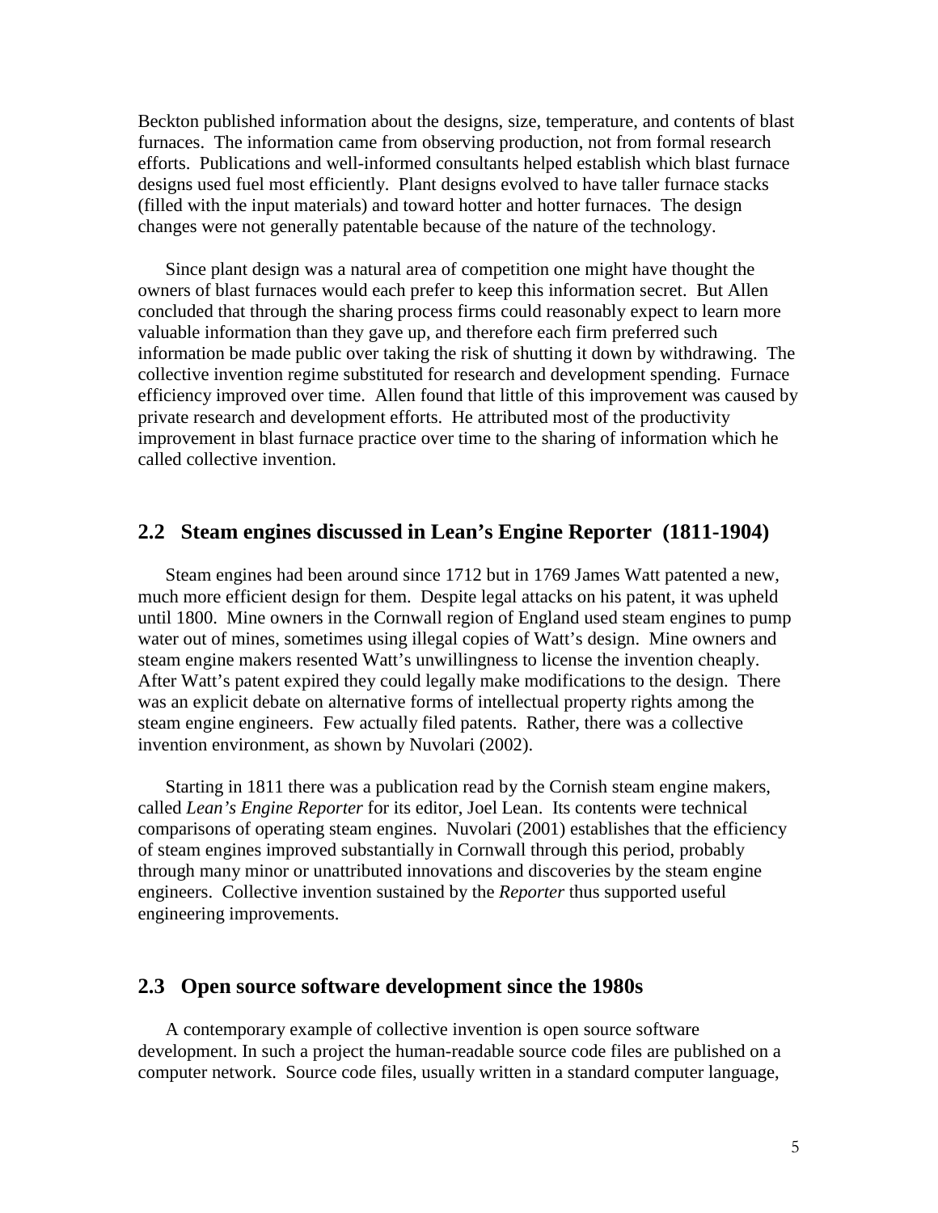Beckton published information about the designs, size, temperature, and contents of blast furnaces. The information came from observing production, not from formal research efforts. Publications and well-informed consultants helped establish which blast furnace designs used fuel most efficiently. Plant designs evolved to have taller furnace stacks (filled with the input materials) and toward hotter and hotter furnaces. The design changes were not generally patentable because of the nature of the technology.

Since plant design was a natural area of competition one might have thought the owners of blast furnaces would each prefer to keep this information secret. But Allen concluded that through the sharing process firms could reasonably expect to learn more valuable information than they gave up, and therefore each firm preferred such information be made public over taking the risk of shutting it down by withdrawing. The collective invention regime substituted for research and development spending. Furnace efficiency improved over time. Allen found that little of this improvement was caused by private research and development efforts. He attributed most of the productivity improvement in blast furnace practice over time to the sharing of information which he called collective invention.

## 2.2 Steam engines discussed in Lean's Engine Reporter (1811-1904)

Steam engines had been around since 1712 but in 1769 James Watt patented a new, much more efficient design for them. Despite legal attacks on his patent, it was upheld until 1800. Mine owners in the Cornwall region of England used steam engines to pump water out of mines, sometimes using illegal copies of Watt's design. Mine owners and steam engine makers resented Watt's unwillingness to license the invention cheaply. After Watt's patent expired they could legally make modifications to the design. There was an explicit debate on alternative forms of intellectual property rights among the steam engine engineers. Few actually filed patents. Rather, there was a collective invention environment, as shown by Nuvolari (2002).

Starting in 1811 there was a publication read by the Cornish steam engine makers, called *Lean's Engine Reporter* for its editor, Joel Lean. Its contents were technical comparisons of operating steam engines. Nuvolari (2001) establishes that the efficiency of steam engines improved substantially in Cornwall through this period, probably through many minor or unattributed innovations and discoveries by the steam engine engineers. Collective invention sustained by the *Reporter* thus supported useful engineering improvements.

## 2.3 Open source software development since the 1980s

A contemporary example of collective invention is open source software development. In such a project the human-readable source code files are published on a computer network. Source code files, usually written in a standard computer language,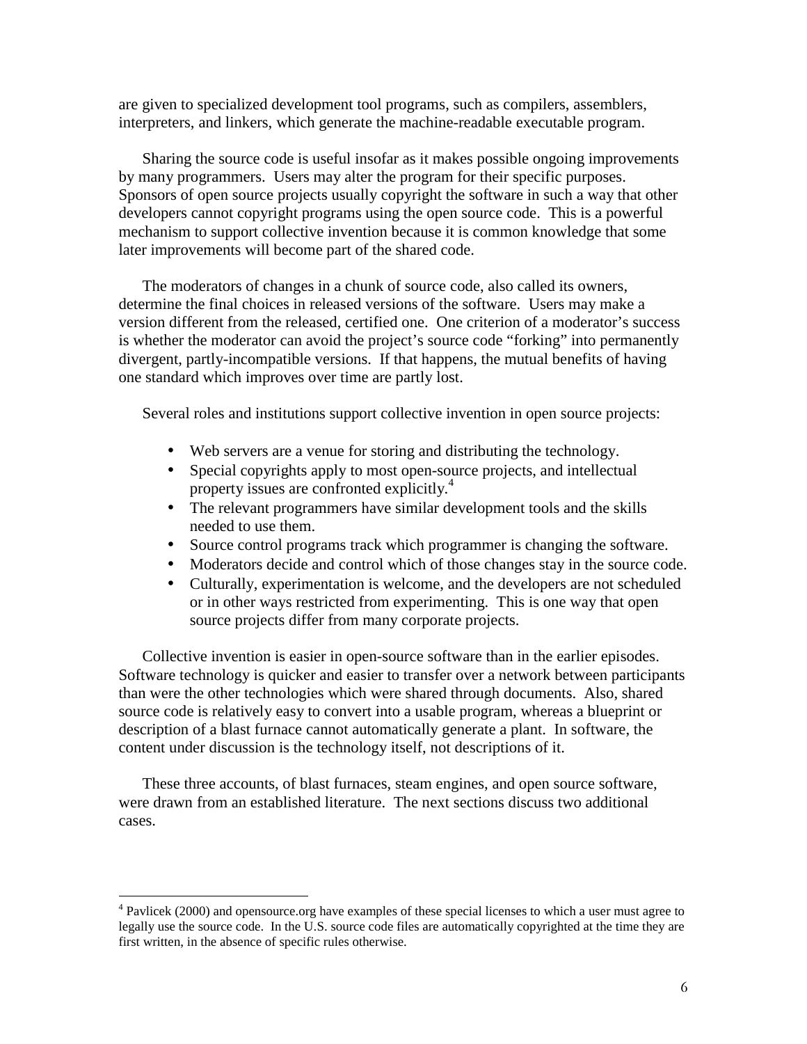are given to specialized development tool programs, such as compilers, assemblers, interpreters, and linkers, which generate the machine-readable executable program.

Sharing the source code is useful insofar as it makes possible ongoing improvements by many programmers. Users may alter the program for their specific purposes. Sponsors of open source projects usually copyright the software in such a way that other developers cannot copyright programs using the open source code. This is a powerful mechanism to support collective invention because it is common knowledge that some later improvements will become part of the shared code.

The moderators of changes in a chunk of source code, also called its owners, determine the final choices in released versions of the software. Users may make a version different from the released, certified one. One criterion of a moderator's success is whether the moderator can avoid the project's source code "forking" into permanently divergent, partly-incompatible versions. If that happens, the mutual benefits of having one standard which improves over time are partly lost.

Several roles and institutions support collective invention in open source projects:

- Web servers are a venue for storing and distributing the technology.
- Special copyrights apply to most open-source projects, and intellectual property issues are confronted explicitly.[4]
- The relevant programmers have similar development tools and the skills needed to use them.
- Source control programs track which programmer is changing the software.
- Moderators decide and control which of those changes stay in the source code.
- Culturally, experimentation is welcome, and the developers are not scheduled or in other ways restricted from experimenting. This is one way that open source projects differ from many corporate projects.

Collective invention is easier in open-source software than in the earlier episodes. Software technology is quicker and easier to transfer over a network between participants than were the other technologies which were shared through documents. Also, shared source code is relatively easy to convert into a usable program, whereas a blueprint or description of a blast furnace cannot automatically generate a plant. In software, the content under discussion is the technology itself, not descriptions of it.

These three accounts, of blast furnaces, steam engines, and open source software, were drawn from an established literature. The next sections discuss two additional cases.

---

[4] Pavlicek (2000) and opensource.org have examples of these special licenses to which a user must agree to legally use the source code. In the U.S. source code files are automatically copyrighted at the time they are first written, in the absence of specific rules otherwise.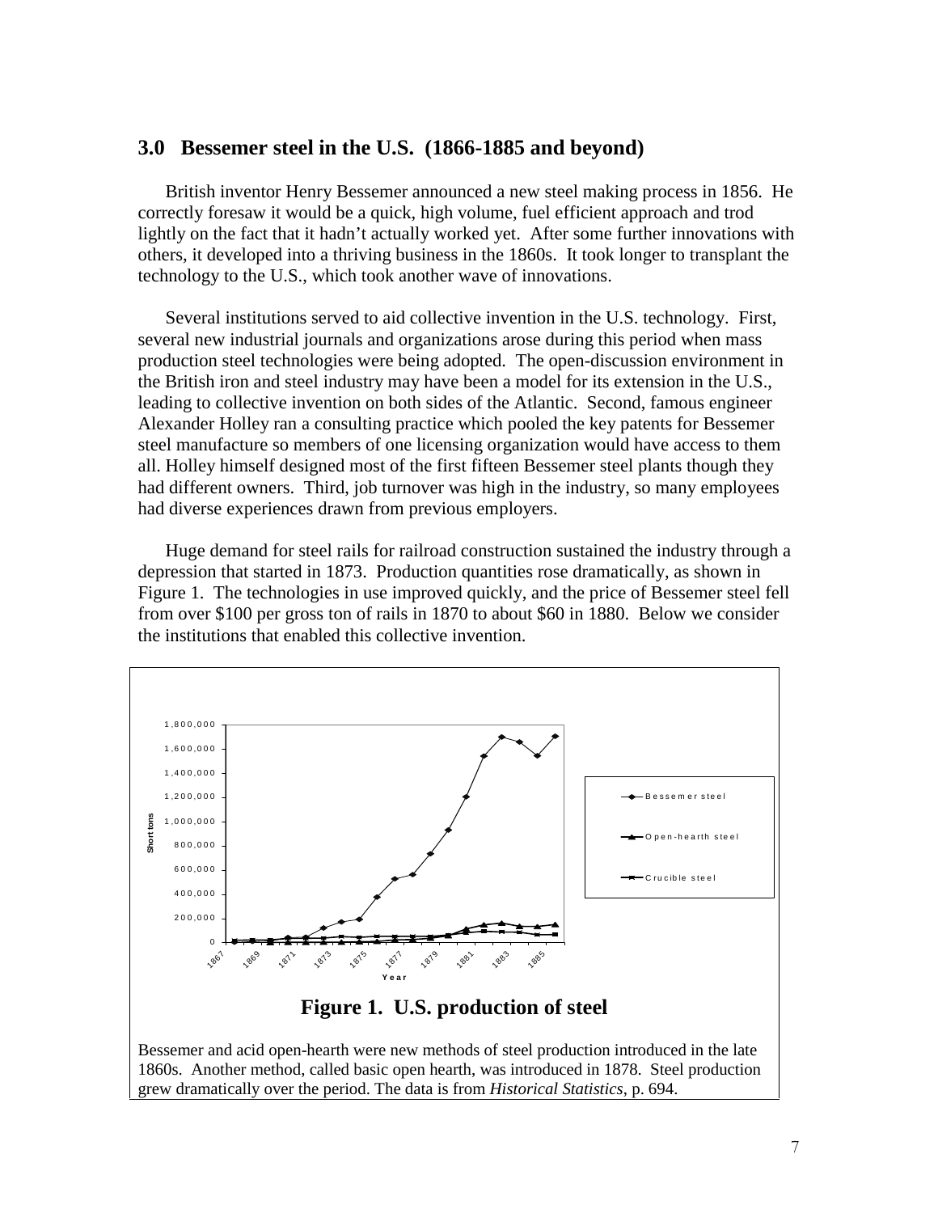## 3.0 Bessemer steel in the U.S. (1866-1885 and beyond)

British inventor Henry Bessemer announced a new steel making process in 1856. He correctly foresaw it would be a quick, high volume, fuel efficient approach and trod lightly on the fact that it hadn't actually worked yet. After some further innovations with others, it developed into a thriving business in the 1860s. It took longer to transplant the technology to the U.S., which took another wave of innovations.

Several institutions served to aid collective invention in the U.S. technology. First, several new industrial journals and organizations arose during this period when mass production steel technologies were being adopted. The open-discussion environment in the British iron and steel industry may have been a model for its extension in the U.S., leading to collective invention on both sides of the Atlantic. Second, famous engineer Alexander Holley ran a consulting practice which pooled the key patents for Bessemer steel manufacture so members of one licensing organization would have access to them all. Holley himself designed most of the first fifteen Bessemer steel plants though they had different owners. Third, job turnover was high in the industry, so many employees had diverse experiences drawn from previous employers.

Huge demand for steel rails for railroad construction sustained the industry through a depression that started in 1873. Production quantities rose dramatically, as shown in Figure 1. The technologies in use improved quickly, and the price of Bessemer steel fell from over \$100 per gross ton of rails in 1870 to about \$60 in 1880. Below we consider the institutions that enabled this collective invention.

**Figure 1. U.S. production of steel**

Bessemer and acid open-hearth were new methods of steel production introduced in the late 1860s. Another method, called basic open hearth, was introduced in 1878. Steel production grew dramatically over the period. The data is from *Historical Statistics*, p. 694.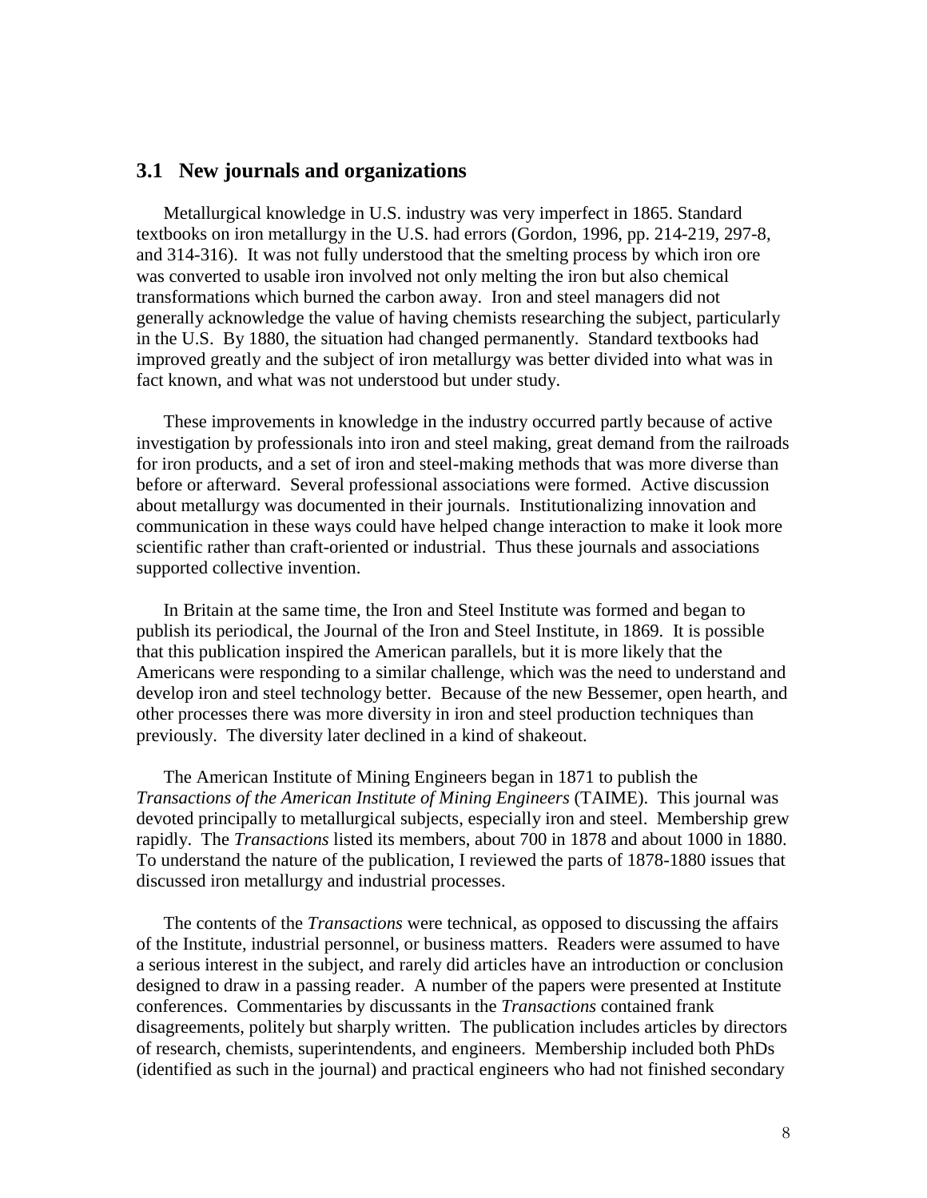## 3.1 New journals and organizations

Metallurgical knowledge in U.S. industry was very imperfect in 1865. Standard textbooks on iron metallurgy in the U.S. had errors (Gordon, 1996, pp. 214-219, 297-8, and 314-316). It was not fully understood that the smelting process by which iron ore was converted to usable iron involved not only melting the iron but also chemical transformations which burned the carbon away. Iron and steel managers did not generally acknowledge the value of having chemists researching the subject, particularly in the U.S. By 1880, the situation had changed permanently. Standard textbooks had improved greatly and the subject of iron metallurgy was better divided into what was in fact known, and what was not understood but under study.

These improvements in knowledge in the industry occurred partly because of active investigation by professionals into iron and steel making, great demand from the railroads for iron products, and a set of iron and steel-making methods that was more diverse than before or afterward. Several professional associations were formed. Active discussion about metallurgy was documented in their journals. Institutionalizing innovation and communication in these ways could have helped change interaction to make it look more scientific rather than craft-oriented or industrial. Thus these journals and associations supported collective invention.

In Britain at the same time, the Iron and Steel Institute was formed and began to publish its periodical, the Journal of the Iron and Steel Institute, in 1869. It is possible that this publication inspired the American parallels, but it is more likely that the Americans were responding to a similar challenge, which was the need to understand and develop iron and steel technology better. Because of the new Bessemer, open hearth, and other processes there was more diversity in iron and steel production techniques than previously. The diversity later declined in a kind of shakeout.

The American Institute of Mining Engineers began in 1871 to publish the *Transactions of the American Institute of Mining Engineers* (TAIME). This journal was devoted principally to metallurgical subjects, especially iron and steel. Membership grew rapidly. The *Transactions* listed its members, about 700 in 1878 and about 1000 in 1880. To understand the nature of the publication, I reviewed the parts of 1878-1880 issues that discussed iron metallurgy and industrial processes.

The contents of the *Transactions* were technical, as opposed to discussing the affairs of the Institute, industrial personnel, or business matters. Readers were assumed to have a serious interest in the subject, and rarely did articles have an introduction or conclusion designed to draw in a passing reader. A number of the papers were presented at Institute conferences. Commentaries by discussants in the *Transactions* contained frank disagreements, politely but sharply written. The publication includes articles by directors of research, chemists, superintendents, and engineers. Membership included both PhDs (identified as such in the journal) and practical engineers who had not finished secondary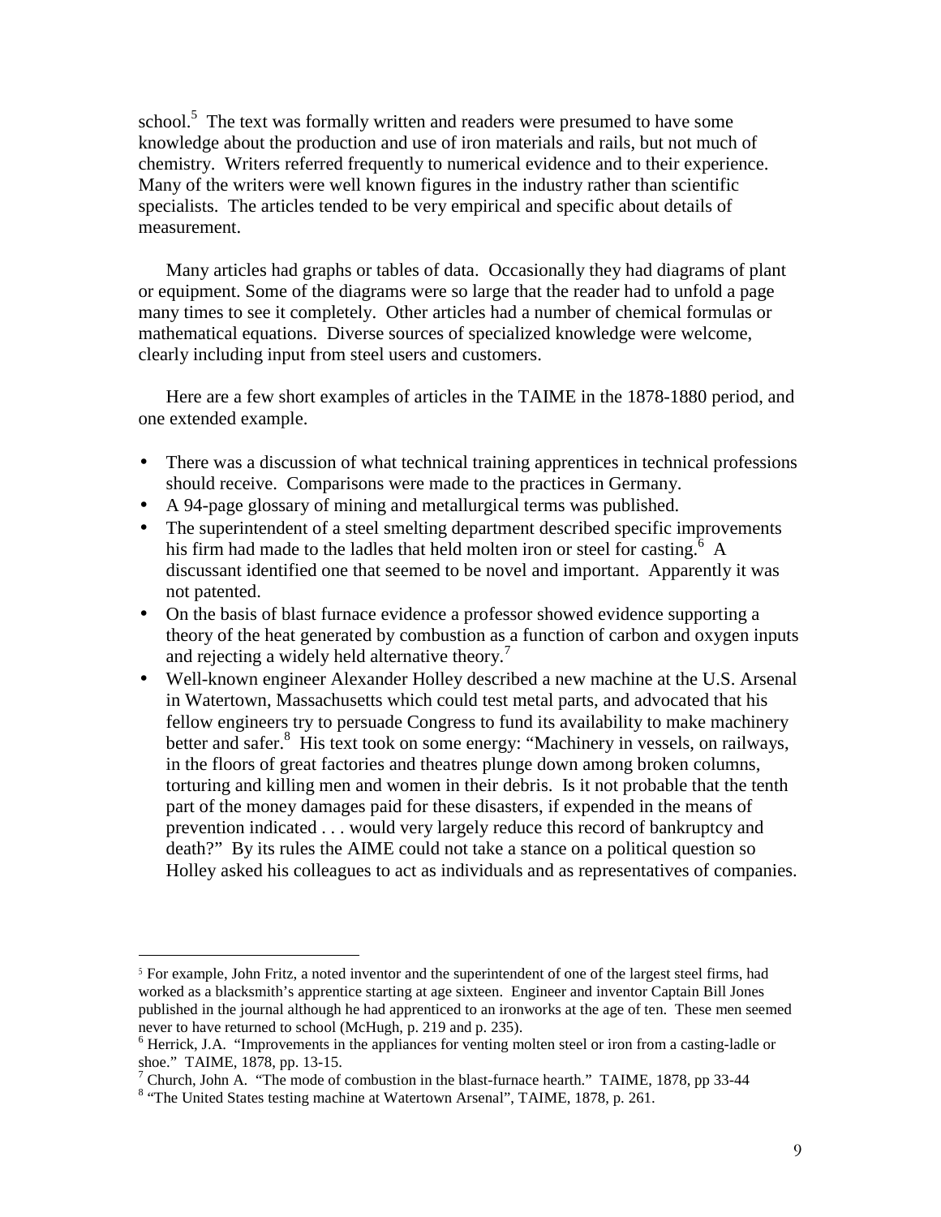school.[5] The text was formally written and readers were presumed to have some knowledge about the production and use of iron materials and rails, but not much of chemistry. Writers referred frequently to numerical evidence and to their experience. Many of the writers were well known figures in the industry rather than scientific specialists. The articles tended to be very empirical and specific about details of measurement.

Many articles had graphs or tables of data. Occasionally they had diagrams of plant or equipment. Some of the diagrams were so large that the reader had to unfold a page many times to see it completely. Other articles had a number of chemical formulas or mathematical equations. Diverse sources of specialized knowledge were welcome, clearly including input from steel users and customers.

Here are a few short examples of articles in the TAIME in the 1878-1880 period, and one extended example.

- There was a discussion of what technical training apprentices in technical professions should receive. Comparisons were made to the practices in Germany.
- A 94-page glossary of mining and metallurgical terms was published.
- The superintendent of a steel smelting department described specific improvements his firm had made to the ladles that held molten iron or steel for casting.[6] A discussant identified one that seemed to be novel and important. Apparently it was not patented.
- On the basis of blast furnace evidence a professor showed evidence supporting a theory of the heat generated by combustion as a function of carbon and oxygen inputs and rejecting a widely held alternative theory.[7]
- Well-known engineer Alexander Holley described a new machine at the U.S. Arsenal in Watertown, Massachusetts which could test metal parts, and advocated that his fellow engineers try to persuade Congress to fund its availability to make machinery better and safer.[8] His text took on some energy: "Machinery in vessels, on railways, in the floors of great factories and theatres plunge down among broken columns, torturing and killing men and women in their debris. Is it not probable that the tenth part of the money damages paid for these disasters, if expended in the means of prevention indicated . . . would very largely reduce this record of bankruptcy and death?" By its rules the AIME could not take a stance on a political question so Holley asked his colleagues to act as individuals and as representatives of companies.

---

[5] For example, John Fritz, a noted inventor and the superintendent of one of the largest steel firms, had worked as a blacksmith's apprentice starting at age sixteen. Engineer and inventor Captain Bill Jones published in the journal although he had apprenticed to an ironworks at the age of ten. These men seemed never to have returned to school (McHugh, p. 219 and p. 235).

[6] Herrick, J.A. "Improvements in the appliances for venting molten steel or iron from a casting-ladle or shoe." TAIME, 1878, pp. 13-15.

[7] Church, John A. "The mode of combustion in the blast-furnace hearth." TAIME, 1878, pp 33-44

[8] "The United States testing machine at Watertown Arsenal", TAIME, 1878, p. 261.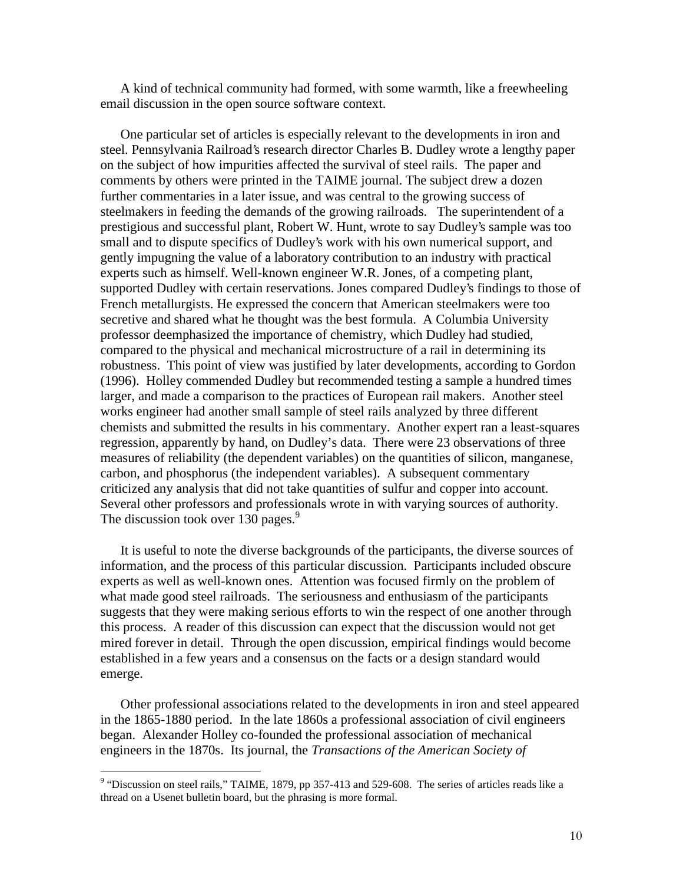A kind of technical community had formed, with some warmth, like a freewheeling email discussion in the open source software context.

One particular set of articles is especially relevant to the developments in iron and steel. Pennsylvania Railroad's research director Charles B. Dudley wrote a lengthy paper on the subject of how impurities affected the survival of steel rails. The paper and comments by others were printed in the TAIME journal. The subject drew a dozen further commentaries in a later issue, and was central to the growing success of steelmakers in feeding the demands of the growing railroads. The superintendent of a prestigious and successful plant, Robert W. Hunt, wrote to say Dudley's sample was too small and to dispute specifics of Dudley's work with his own numerical support, and gently impugning the value of a laboratory contribution to an industry with practical experts such as himself. Well-known engineer W.R. Jones, of a competing plant, supported Dudley with certain reservations. Jones compared Dudley's findings to those of French metallurgists. He expressed the concern that American steelmakers were too secretive and shared what he thought was the best formula. A Columbia University professor deemphasized the importance of chemistry, which Dudley had studied, compared to the physical and mechanical microstructure of a rail in determining its robustness. This point of view was justified by later developments, according to Gordon (1996). Holley commended Dudley but recommended testing a sample a hundred times larger, and made a comparison to the practices of European rail makers. Another steel works engineer had another small sample of steel rails analyzed by three different chemists and submitted the results in his commentary. Another expert ran a least-squares regression, apparently by hand, on Dudley's data. There were 23 observations of three measures of reliability (the dependent variables) on the quantities of silicon, manganese, carbon, and phosphorus (the independent variables). A subsequent commentary criticized any analysis that did not take quantities of sulfur and copper into account. Several other professors and professionals wrote in with varying sources of authority. The discussion took over 130 pages.[9]

It is useful to note the diverse backgrounds of the participants, the diverse sources of information, and the process of this particular discussion. Participants included obscure experts as well as well-known ones. Attention was focused firmly on the problem of what made good steel railroads. The seriousness and enthusiasm of the participants suggests that they were making serious efforts to win the respect of one another through this process. A reader of this discussion can expect that the discussion would not get mired forever in detail. Through the open discussion, empirical findings would become established in a few years and a consensus on the facts or a design standard would emerge.

Other professional associations related to the developments in iron and steel appeared in the 1865-1880 period. In the late 1860s a professional association of civil engineers began. Alexander Holley co-founded the professional association of mechanical engineers in the 1870s. Its journal, the *Transactions of the American Society of*

---

[9] "Discussion on steel rails," TAIME, 1879, pp 357-413 and 529-608. The series of articles reads like a thread on a Usenet bulletin board, but the phrasing is more formal.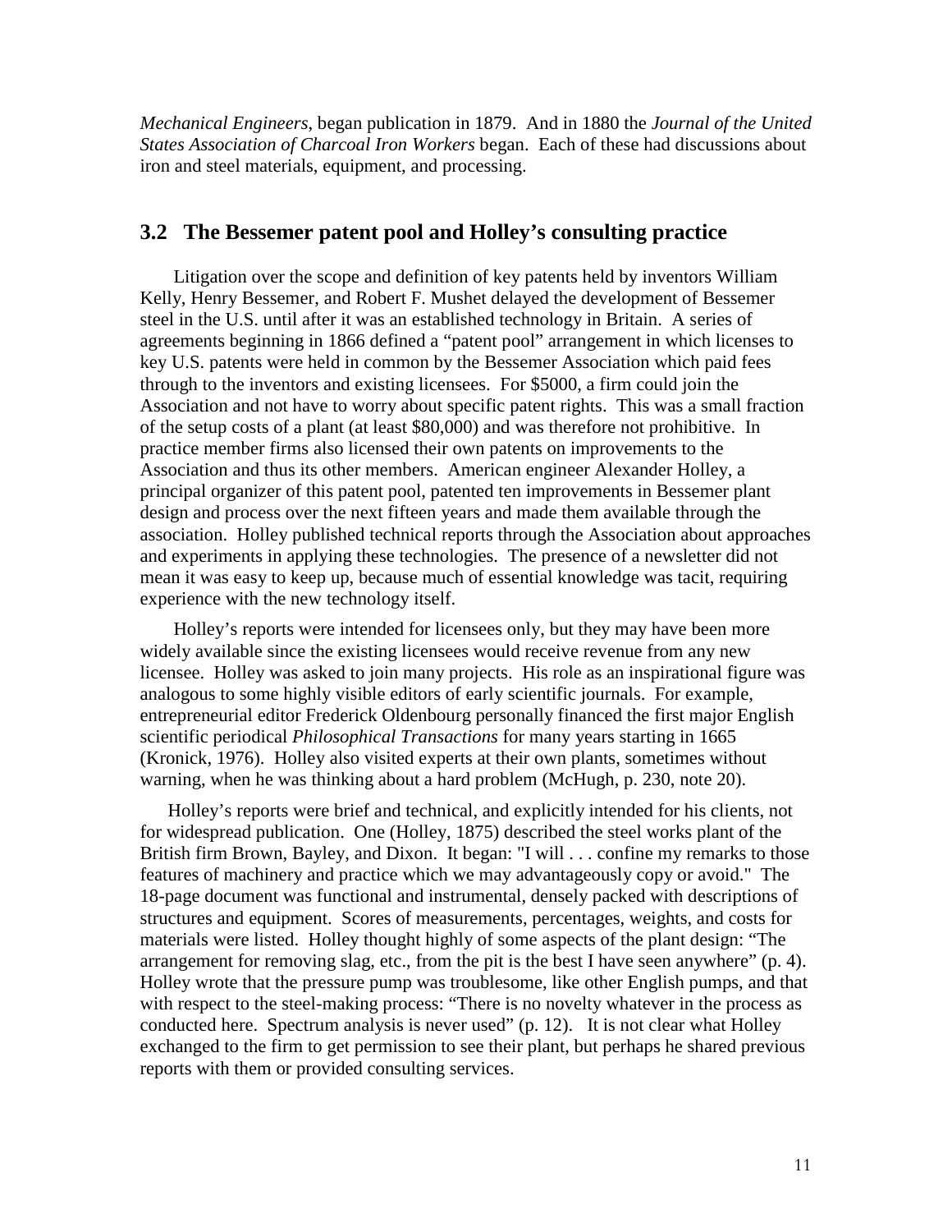*Mechanical Engineers,* began publication in 1879. And in 1880 the *Journal of the United States Association of Charcoal Iron Workers* began. Each of these had discussions about iron and steel materials, equipment, and processing.

## 3.2 The Bessemer patent pool and Holley's consulting practice

Litigation over the scope and definition of key patents held by inventors William Kelly, Henry Bessemer, and Robert F. Mushet delayed the development of Bessemer steel in the U.S. until after it was an established technology in Britain. A series of agreements beginning in 1866 defined a "patent pool" arrangement in which licenses to key U.S. patents were held in common by the Bessemer Association which paid fees through to the inventors and existing licensees. For $5000, a firm could join the Association and not have to worry about specific patent rights. This was a small fraction of the setup costs of a plant (at least $80,000) and was therefore not prohibitive. In practice member firms also licensed their own patents on improvements to the Association and thus its other members. American engineer Alexander Holley, a principal organizer of this patent pool, patented ten improvements in Bessemer plant design and process over the next fifteen years and made them available through the association. Holley published technical reports through the Association about approaches and experiments in applying these technologies. The presence of a newsletter did not mean it was easy to keep up, because much of essential knowledge was tacit, requiring experience with the new technology itself.

Holley's reports were intended for licensees only, but they may have been more widely available since the existing licensees would receive revenue from any new licensee. Holley was asked to join many projects. His role as an inspirational figure was analogous to some highly visible editors of early scientific journals. For example, entrepreneurial editor Frederick Oldenbourg personally financed the first major English scientific periodical *Philosophical Transactions* for many years starting in 1665 (Kronick, 1976). Holley also visited experts at their own plants, sometimes without warning, when he was thinking about a hard problem (McHugh, p. 230, note 20).

Holley's reports were brief and technical, and explicitly intended for his clients, not for widespread publication. One (Holley, 1875) described the steel works plant of the British firm Brown, Bayley, and Dixon. It began: "I will . . . confine my remarks to those features of machinery and practice which we may advantageously copy or avoid." The 18-page document was functional and instrumental, densely packed with descriptions of structures and equipment. Scores of measurements, percentages, weights, and costs for materials were listed. Holley thought highly of some aspects of the plant design: "The arrangement for removing slag, etc., from the pit is the best I have seen anywhere" (p. 4). Holley wrote that the pressure pump was troublesome, like other English pumps, and that with respect to the steel-making process: "There is no novelty whatever in the process as conducted here. Spectrum analysis is never used" (p. 12). It is not clear what Holley exchanged to the firm to get permission to see their plant, but perhaps he shared previous reports with them or provided consulting services.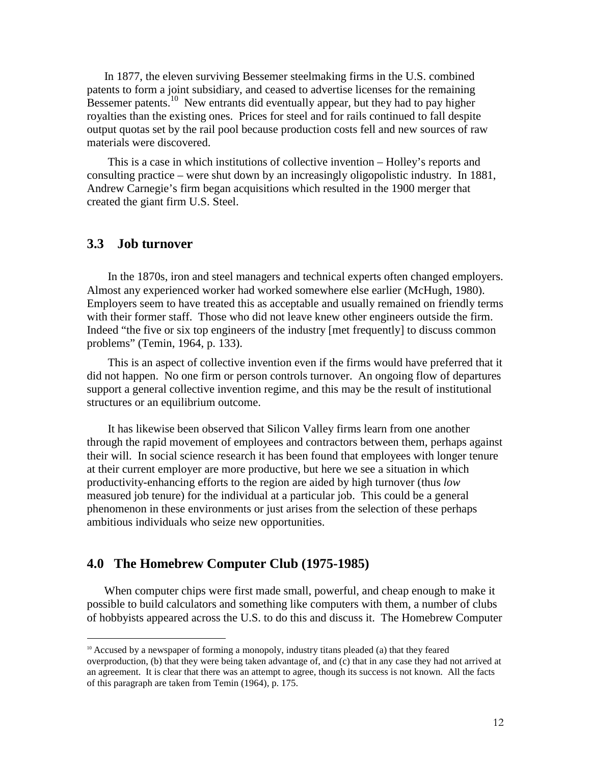In 1877, the eleven surviving Bessemer steelmaking firms in the U.S. combined patents to form a joint subsidiary, and ceased to advertise licenses for the remaining Bessemer patents.[10] New entrants did eventually appear, but they had to pay higher royalties than the existing ones. Prices for steel and for rails continued to fall despite output quotas set by the rail pool because production costs fell and new sources of raw materials were discovered.

This is a case in which institutions of collective invention – Holley's reports and consulting practice – were shut down by an increasingly oligopolistic industry. In 1881, Andrew Carnegie's firm began acquisitions which resulted in the 1900 merger that created the giant firm U.S. Steel.

## 3.3 Job turnover

In the 1870s, iron and steel managers and technical experts often changed employers. Almost any experienced worker had worked somewhere else earlier (McHugh, 1980). Employers seem to have treated this as acceptable and usually remained on friendly terms with their former staff. Those who did not leave knew other engineers outside the firm. Indeed "the five or six top engineers of the industry [met frequently] to discuss common problems" (Temin, 1964, p. 133).

This is an aspect of collective invention even if the firms would have preferred that it did not happen. No one firm or person controls turnover. An ongoing flow of departures support a general collective invention regime, and this may be the result of institutional structures or an equilibrium outcome.

It has likewise been observed that Silicon Valley firms learn from one another through the rapid movement of employees and contractors between them, perhaps against their will. In social science research it has been found that employees with longer tenure at their current employer are more productive, but here we see a situation in which productivity-enhancing efforts to the region are aided by high turnover (thus *low* measured job tenure) for the individual at a particular job. This could be a general phenomenon in these environments or just arises from the selection of these perhaps ambitious individuals who seize new opportunities.

## 4.0 The Homebrew Computer Club (1975-1985)

When computer chips were first made small, powerful, and cheap enough to make it possible to build calculators and something like computers with them, a number of clubs of hobbyists appeared across the U.S. to do this and discuss it. The Homebrew Computer

[10] Accused by a newspaper of forming a monopoly, industry titans pleaded (a) that they feared overproduction, (b) that they were being taken advantage of, and (c) that in any case they had not arrived at an agreement. It is clear that there was an attempt to agree, though its success is not known. All the facts of this paragraph are taken from Temin (1964), p. 175.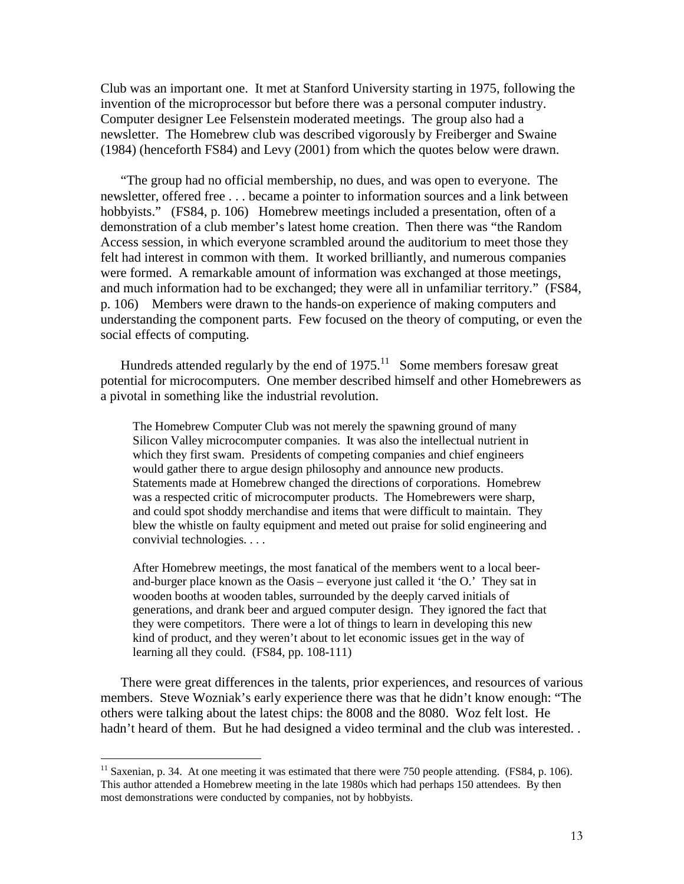Club was an important one. It met at Stanford University starting in 1975, following the invention of the microprocessor but before there was a personal computer industry. Computer designer Lee Felsenstein moderated meetings. The group also had a newsletter. The Homebrew club was described vigorously by Freiberger and Swaine (1984) (henceforth FS84) and Levy (2001) from which the quotes below were drawn.

"The group had no official membership, no dues, and was open to everyone. The newsletter, offered free . . . became a pointer to information sources and a link between hobbyists." (FS84, p. 106) Homebrew meetings included a presentation, often of a demonstration of a club member's latest home creation. Then there was "the Random Access session, in which everyone scrambled around the auditorium to meet those they felt had interest in common with them. It worked brilliantly, and numerous companies were formed. A remarkable amount of information was exchanged at those meetings, and much information had to be exchanged; they were all in unfamiliar territory." (FS84, p. 106) Members were drawn to the hands-on experience of making computers and understanding the component parts. Few focused on the theory of computing, or even the social effects of computing.

Hundreds attended regularly by the end of 1975.[11] Some members foresaw great potential for microcomputers. One member described himself and other Homebrewers as a pivotal in something like the industrial revolution.

> The Homebrew Computer Club was not merely the spawning ground of many Silicon Valley microcomputer companies. It was also the intellectual nutrient in which they first swam. Presidents of competing companies and chief engineers would gather there to argue design philosophy and announce new products. Statements made at Homebrew changed the directions of corporations. Homebrew was a respected critic of microcomputer products. The Homebrewers were sharp, and could spot shoddy merchandise and items that were difficult to maintain. They blew the whistle on faulty equipment and meted out praise for solid engineering and convivial technologies. . . .
>
> After Homebrew meetings, the most fanatical of the members went to a local beer-and-burger place known as the Oasis – everyone just called it 'the O.' They sat in wooden booths at wooden tables, surrounded by the deeply carved initials of generations, and drank beer and argued computer design. They ignored the fact that they were competitors. There were a lot of things to learn in developing this new kind of product, and they weren't about to let economic issues get in the way of learning all they could. (FS84, pp. 108-111)

There were great differences in the talents, prior experiences, and resources of various members. Steve Wozniak's early experience there was that he didn't know enough: "The others were talking about the latest chips: the 8008 and the 8080. Woz felt lost. He hadn't heard of them. But he had designed a video terminal and the club was interested. .

[11] Saxenian, p. 34. At one meeting it was estimated that there were 750 people attending. (FS84, p. 106). This author attended a Homebrew meeting in the late 1980s which had perhaps 150 attendees. By then most demonstrations were conducted by companies, not by hobbyists.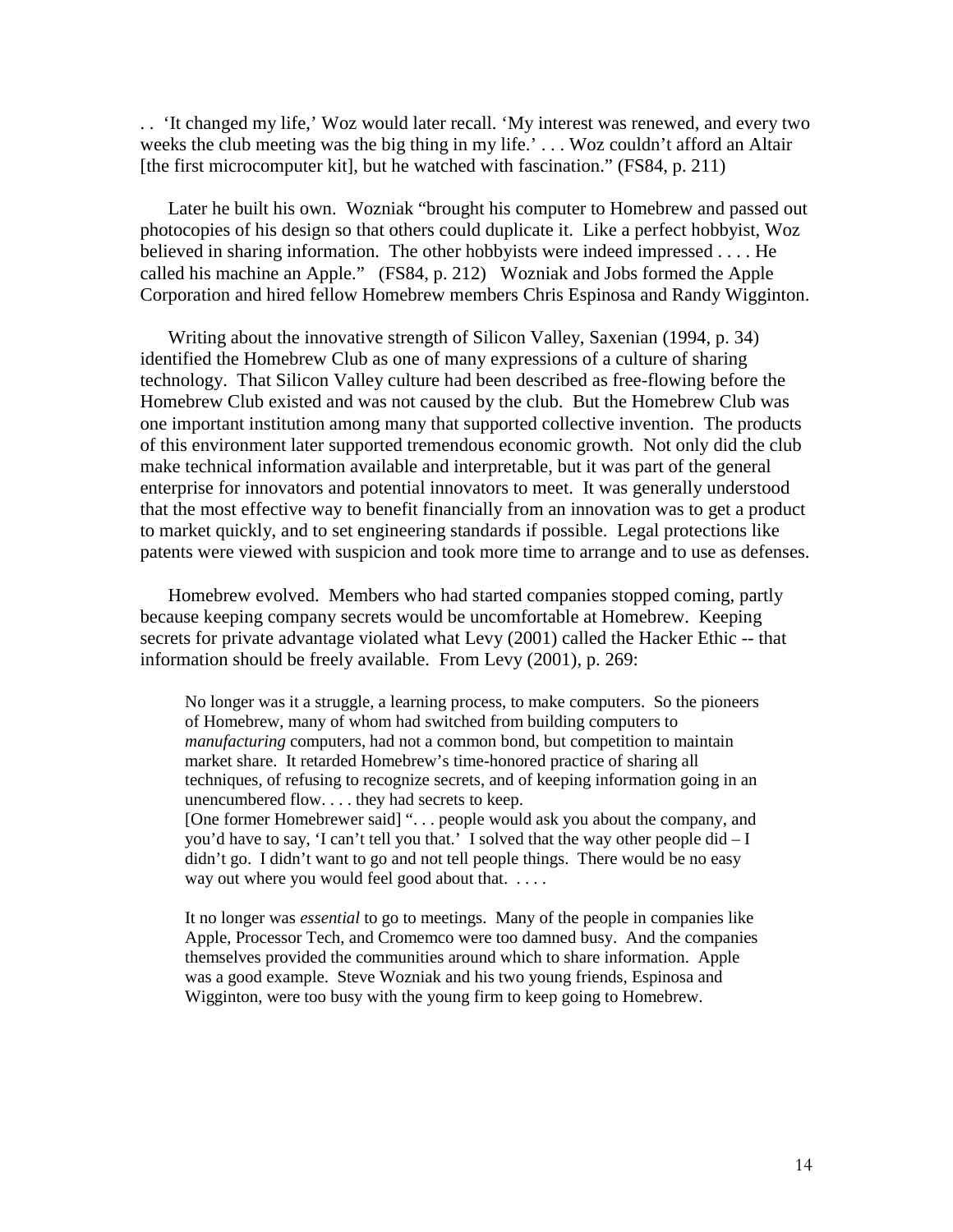. . 'It changed my life,' Woz would later recall. 'My interest was renewed, and every two weeks the club meeting was the big thing in my life.' . . . Woz couldn't afford an Altair [the first microcomputer kit], but he watched with fascination." (FS84, p. 211)

Later he built his own. Wozniak "brought his computer to Homebrew and passed out photocopies of his design so that others could duplicate it. Like a perfect hobbyist, Woz believed in sharing information. The other hobbyists were indeed impressed . . . . He called his machine an Apple." (FS84, p. 212) Wozniak and Jobs formed the Apple Corporation and hired fellow Homebrew members Chris Espinosa and Randy Wigginton.

Writing about the innovative strength of Silicon Valley, Saxenian (1994, p. 34) identified the Homebrew Club as one of many expressions of a culture of sharing technology. That Silicon Valley culture had been described as free-flowing before the Homebrew Club existed and was not caused by the club. But the Homebrew Club was one important institution among many that supported collective invention. The products of this environment later supported tremendous economic growth. Not only did the club make technical information available and interpretable, but it was part of the general enterprise for innovators and potential innovators to meet. It was generally understood that the most effective way to benefit financially from an innovation was to get a product to market quickly, and to set engineering standards if possible. Legal protections like patents were viewed with suspicion and took more time to arrange and to use as defenses.

Homebrew evolved. Members who had started companies stopped coming, partly because keeping company secrets would be uncomfortable at Homebrew. Keeping secrets for private advantage violated what Levy (2001) called the Hacker Ethic -- that information should be freely available. From Levy (2001), p. 269:

> No longer was it a struggle, a learning process, to make computers. So the pioneers of Homebrew, many of whom had switched from building computers to *manufacturing* computers, had not a common bond, but competition to maintain market share. It retarded Homebrew's time-honored practice of sharing all techniques, of refusing to recognize secrets, and of keeping information going in an unencumbered flow. . . . they had secrets to keep.
> [One former Homebrewer said] ". . . people would ask you about the company, and you'd have to say, 'I can't tell you that.' I solved that the way other people did – I didn't go. I didn't want to go and not tell people things. There would be no easy way out where you would feel good about that. . . . .
>
> It no longer was *essential* to go to meetings. Many of the people in companies like Apple, Processor Tech, and Cromemco were too damned busy. And the companies themselves provided the communities around which to share information. Apple was a good example. Steve Wozniak and his two young friends, Espinosa and Wigginton, were too busy with the young firm to keep going to Homebrew.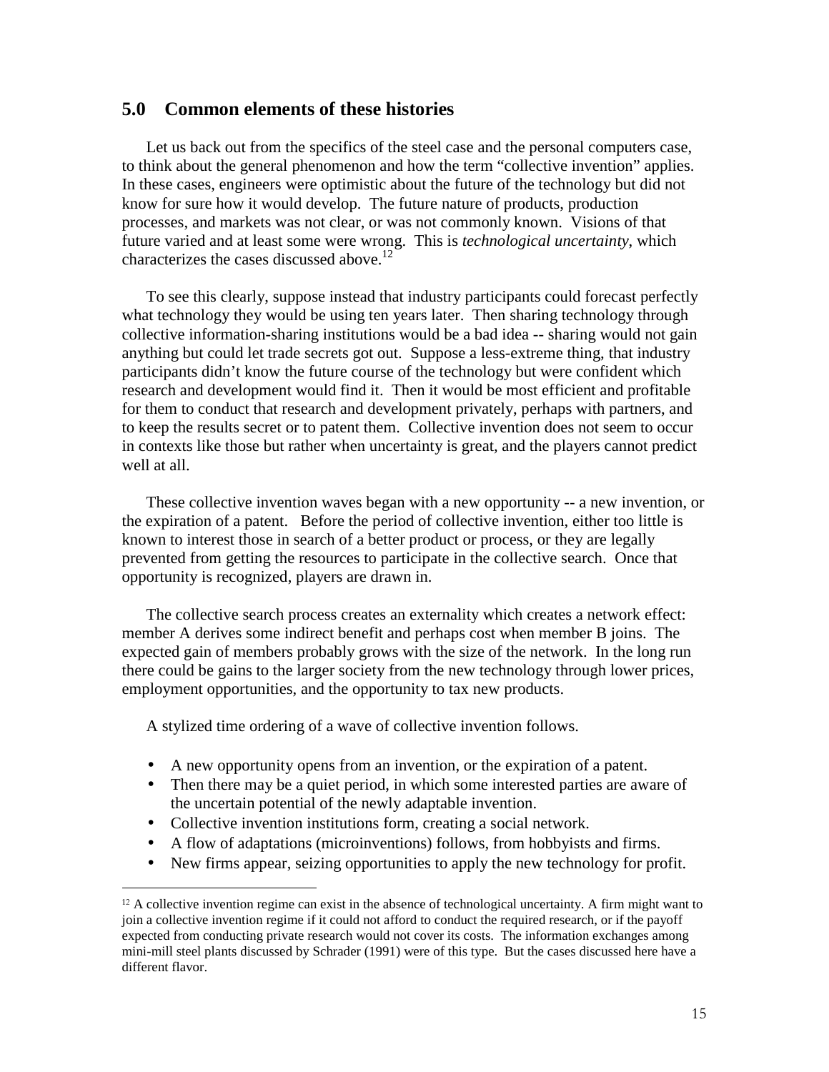## 5.0 Common elements of these histories

Let us back out from the specifics of the steel case and the personal computers case, to think about the general phenomenon and how the term "collective invention" applies. In these cases, engineers were optimistic about the future of the technology but did not know for sure how it would develop. The future nature of products, production processes, and markets was not clear, or was not commonly known. Visions of that future varied and at least some were wrong. This is *technological uncertainty*, which characterizes the cases discussed above.[12]

To see this clearly, suppose instead that industry participants could forecast perfectly what technology they would be using ten years later. Then sharing technology through collective information-sharing institutions would be a bad idea -- sharing would not gain anything but could let trade secrets got out. Suppose a less-extreme thing, that industry participants didn't know the future course of the technology but were confident which research and development would find it. Then it would be most efficient and profitable for them to conduct that research and development privately, perhaps with partners, and to keep the results secret or to patent them. Collective invention does not seem to occur in contexts like those but rather when uncertainty is great, and the players cannot predict well at all.

These collective invention waves began with a new opportunity -- a new invention, or the expiration of a patent. Before the period of collective invention, either too little is known to interest those in search of a better product or process, or they are legally prevented from getting the resources to participate in the collective search. Once that opportunity is recognized, players are drawn in.

The collective search process creates an externality which creates a network effect: member A derives some indirect benefit and perhaps cost when member B joins. The expected gain of members probably grows with the size of the network. In the long run there could be gains to the larger society from the new technology through lower prices, employment opportunities, and the opportunity to tax new products.

A stylized time ordering of a wave of collective invention follows.

- A new opportunity opens from an invention, or the expiration of a patent.
- Then there may be a quiet period, in which some interested parties are aware of the uncertain potential of the newly adaptable invention.
- Collective invention institutions form, creating a social network.
- A flow of adaptations (microinventions) follows, from hobbyists and firms.
- New firms appear, seizing opportunities to apply the new technology for profit.

[12] A collective invention regime can exist in the absence of technological uncertainty. A firm might want to join a collective invention regime if it could not afford to conduct the required research, or if the payoff expected from conducting private research would not cover its costs. The information exchanges among mini-mill steel plants discussed by Schrader (1991) were of this type. But the cases discussed here have a different flavor.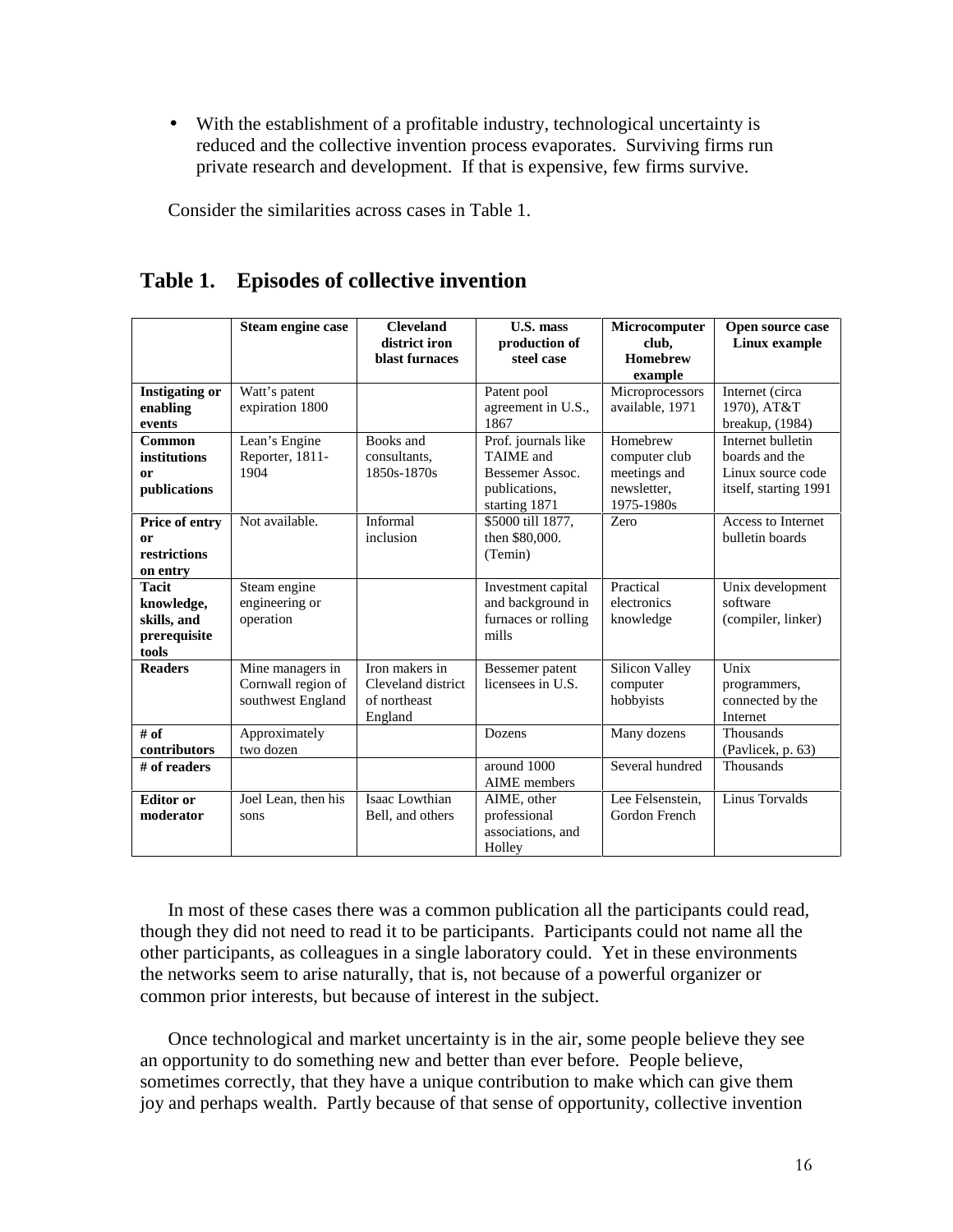- With the establishment of a profitable industry, technological uncertainty is reduced and the collective invention process evaporates. Surviving firms run private research and development. If that is expensive, few firms survive.

Consider the similarities across cases in Table 1.

## Table 1. Episodes of collective invention

| | Steam engine case | Cleveland district iron blast furnaces | U.S. mass production of steel case | Microcomputer club, Homebrew example | Open source case Linux example |
|---|---|---|---|---|---|
| **Instigating or enabling events** | Watt's patent expiration 1800 | | Patent pool agreement in U.S., 1867 | Microprocessors available, 1971 | Internet (circa 1970), AT&T breakup, (1984) |
| **Common institutions or publications** | Lean's Engine Reporter, 1811-1904 | Books and consultants, 1850s-1870s | Prof. journals like TAIME and Bessemer Assoc. publications, starting 1871 | Homebrew computer club meetings and newsletter, 1975-1980s | Internet bulletin boards and the Linux source code itself, starting 1991 |
| **Price of entry or restrictions on entry** | Not available. | Informal inclusion | $5000 till 1877, then $80,000. (Temin) | Zero | Access to Internet bulletin boards |
| **Tacit knowledge, skills, and prerequisite tools** | Steam engine engineering or operation | | Investment capital and background in furnaces or rolling mills | Practical electronics knowledge | Unix development software (compiler, linker) |
| **Readers** | Mine managers in Cornwall region of southwest England | Iron makers in Cleveland district of northeast England | Bessemer patent licensees in U.S. | Silicon Valley computer hobbyists | Unix programmers, connected by the Internet |
| **# of contributors** | Approximately two dozen | | Dozens | Many dozens | Thousands (Pavlicek, p. 63) |
| **# of readers** | | | around 1000 AIME members | Several hundred | Thousands |
| **Editor or moderator** | Joel Lean, then his sons | Isaac Lowthian Bell, and others | AIME, other professional associations, and Holley | Lee Felsenstein, Gordon French | Linus Torvalds |

In most of these cases there was a common publication all the participants could read, though they did not need to read it to be participants. Participants could not name all the other participants, as colleagues in a single laboratory could. Yet in these environments the networks seem to arise naturally, that is, not because of a powerful organizer or common prior interests, but because of interest in the subject.

Once technological and market uncertainty is in the air, some people believe they see an opportunity to do something new and better than ever before. People believe, sometimes correctly, that they have a unique contribution to make which can give them joy and perhaps wealth. Partly because of that sense of opportunity, collective invention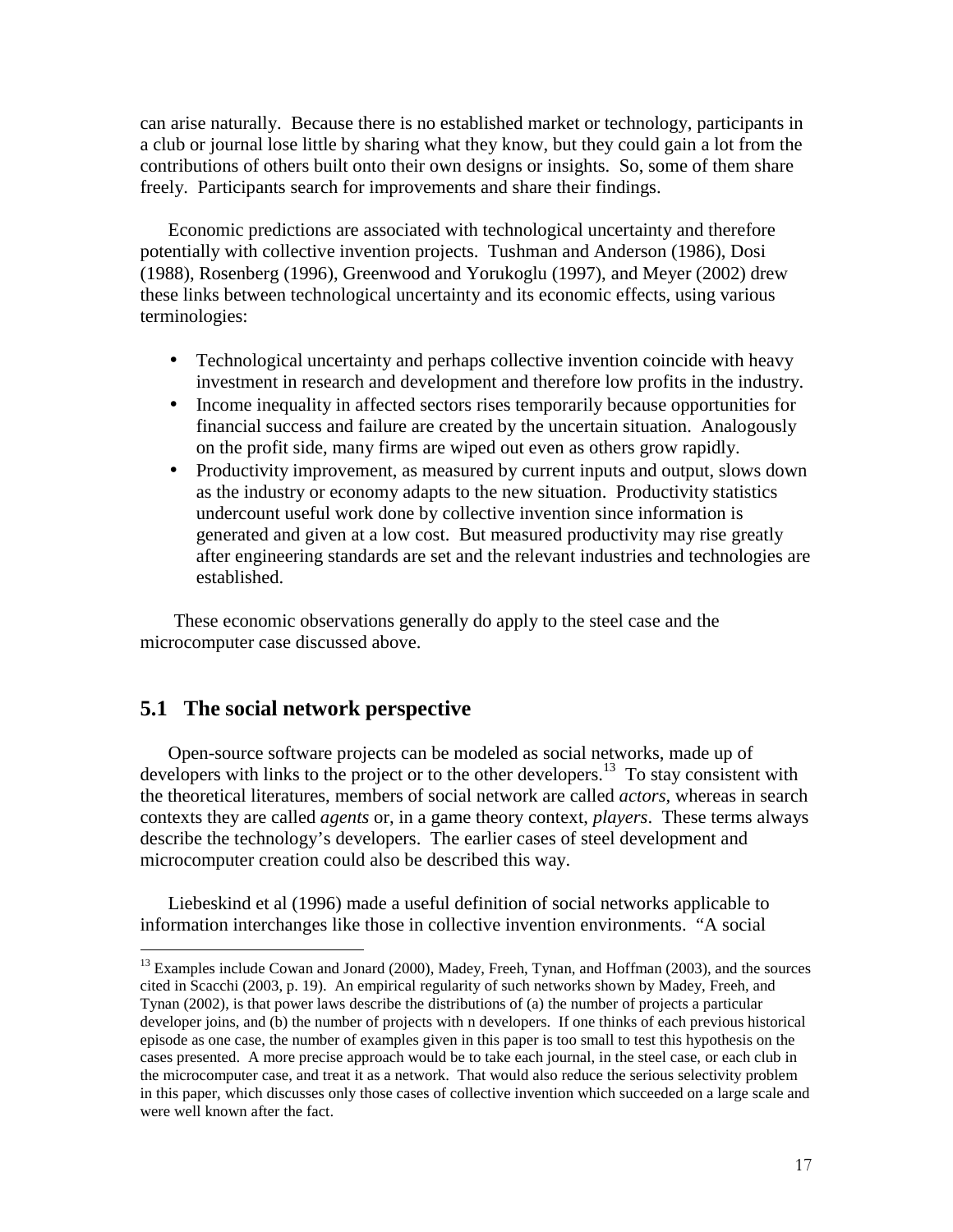can arise naturally. Because there is no established market or technology, participants in a club or journal lose little by sharing what they know, but they could gain a lot from the contributions of others built onto their own designs or insights. So, some of them share freely. Participants search for improvements and share their findings.

Economic predictions are associated with technological uncertainty and therefore potentially with collective invention projects. Tushman and Anderson (1986), Dosi (1988), Rosenberg (1996), Greenwood and Yorukoglu (1997), and Meyer (2002) drew these links between technological uncertainty and its economic effects, using various terminologies:

- Technological uncertainty and perhaps collective invention coincide with heavy investment in research and development and therefore low profits in the industry.
- Income inequality in affected sectors rises temporarily because opportunities for financial success and failure are created by the uncertain situation. Analogously on the profit side, many firms are wiped out even as others grow rapidly.
- Productivity improvement, as measured by current inputs and output, slows down as the industry or economy adapts to the new situation. Productivity statistics undercount useful work done by collective invention since information is generated and given at a low cost. But measured productivity may rise greatly after engineering standards are set and the relevant industries and technologies are established.

These economic observations generally do apply to the steel case and the microcomputer case discussed above.

## 5.1 The social network perspective

Open-source software projects can be modeled as social networks, made up of developers with links to the project or to the other developers.[13] To stay consistent with the theoretical literatures, members of social network are called *actors*, whereas in search contexts they are called *agents* or, in a game theory context, *players*. These terms always describe the technology's developers. The earlier cases of steel development and microcomputer creation could also be described this way.

Liebeskind et al (1996) made a useful definition of social networks applicable to information interchanges like those in collective invention environments. "A social

[13] Examples include Cowan and Jonard (2000), Madey, Freeh, Tynan, and Hoffman (2003), and the sources cited in Scacchi (2003, p. 19). An empirical regularity of such networks shown by Madey, Freeh, and Tynan (2002), is that power laws describe the distributions of (a) the number of projects a particular developer joins, and (b) the number of projects with n developers. If one thinks of each previous historical episode as one case, the number of examples given in this paper is too small to test this hypothesis on the cases presented. A more precise approach would be to take each journal, in the steel case, or each club in the microcomputer case, and treat it as a network. That would also reduce the serious selectivity problem in this paper, which discusses only those cases of collective invention which succeeded on a large scale and were well known after the fact.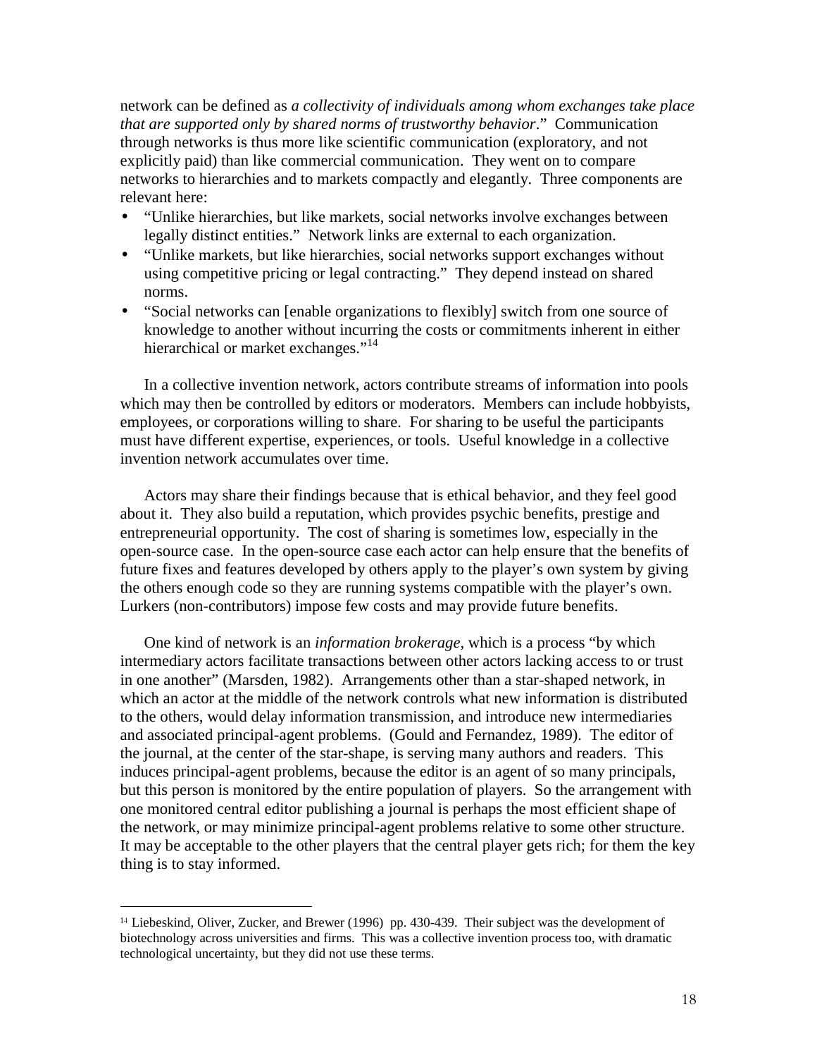network can be defined as *a collectivity of individuals among whom exchanges take place that are supported only by shared norms of trustworthy behavior*." Communication through networks is thus more like scientific communication (exploratory, and not explicitly paid) than like commercial communication. They went on to compare networks to hierarchies and to markets compactly and elegantly. Three components are relevant here:

- "Unlike hierarchies, but like markets, social networks involve exchanges between legally distinct entities." Network links are external to each organization.
- "Unlike markets, but like hierarchies, social networks support exchanges without using competitive pricing or legal contracting." They depend instead on shared norms.
- "Social networks can [enable organizations to flexibly] switch from one source of knowledge to another without incurring the costs or commitments inherent in either hierarchical or market exchanges."[14]

In a collective invention network, actors contribute streams of information into pools which may then be controlled by editors or moderators. Members can include hobbyists, employees, or corporations willing to share. For sharing to be useful the participants must have different expertise, experiences, or tools. Useful knowledge in a collective invention network accumulates over time.

Actors may share their findings because that is ethical behavior, and they feel good about it. They also build a reputation, which provides psychic benefits, prestige and entrepreneurial opportunity. The cost of sharing is sometimes low, especially in the open-source case. In the open-source case each actor can help ensure that the benefits of future fixes and features developed by others apply to the player's own system by giving the others enough code so they are running systems compatible with the player's own. Lurkers (non-contributors) impose few costs and may provide future benefits.

One kind of network is an *information brokerage,* which is a process "by which intermediary actors facilitate transactions between other actors lacking access to or trust in one another" (Marsden, 1982). Arrangements other than a star-shaped network, in which an actor at the middle of the network controls what new information is distributed to the others, would delay information transmission, and introduce new intermediaries and associated principal-agent problems. (Gould and Fernandez, 1989). The editor of the journal, at the center of the star-shape, is serving many authors and readers. This induces principal-agent problems, because the editor is an agent of so many principals, but this person is monitored by the entire population of players. So the arrangement with one monitored central editor publishing a journal is perhaps the most efficient shape of the network, or may minimize principal-agent problems relative to some other structure. It may be acceptable to the other players that the central player gets rich; for them the key thing is to stay informed.

---

[14] Liebeskind, Oliver, Zucker, and Brewer (1996) pp. 430-439. Their subject was the development of biotechnology across universities and firms. This was a collective invention process too, with dramatic technological uncertainty, but they did not use these terms.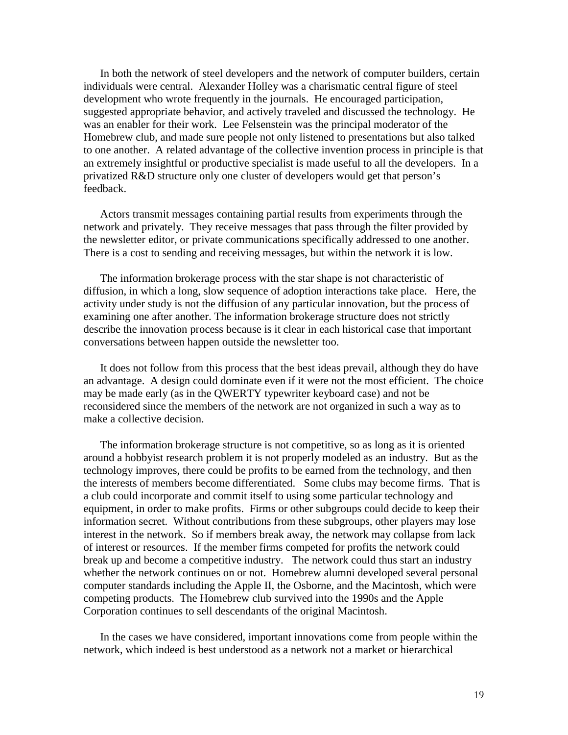In both the network of steel developers and the network of computer builders, certain individuals were central. Alexander Holley was a charismatic central figure of steel development who wrote frequently in the journals. He encouraged participation, suggested appropriate behavior, and actively traveled and discussed the technology. He was an enabler for their work. Lee Felsenstein was the principal moderator of the Homebrew club, and made sure people not only listened to presentations but also talked to one another. A related advantage of the collective invention process in principle is that an extremely insightful or productive specialist is made useful to all the developers. In a privatized R&D structure only one cluster of developers would get that person's feedback.

Actors transmit messages containing partial results from experiments through the network and privately. They receive messages that pass through the filter provided by the newsletter editor, or private communications specifically addressed to one another. There is a cost to sending and receiving messages, but within the network it is low.

The information brokerage process with the star shape is not characteristic of diffusion, in which a long, slow sequence of adoption interactions take place. Here, the activity under study is not the diffusion of any particular innovation, but the process of examining one after another. The information brokerage structure does not strictly describe the innovation process because is it clear in each historical case that important conversations between happen outside the newsletter too.

It does not follow from this process that the best ideas prevail, although they do have an advantage. A design could dominate even if it were not the most efficient. The choice may be made early (as in the QWERTY typewriter keyboard case) and not be reconsidered since the members of the network are not organized in such a way as to make a collective decision.

The information brokerage structure is not competitive, so as long as it is oriented around a hobbyist research problem it is not properly modeled as an industry. But as the technology improves, there could be profits to be earned from the technology, and then the interests of members become differentiated. Some clubs may become firms. That is a club could incorporate and commit itself to using some particular technology and equipment, in order to make profits. Firms or other subgroups could decide to keep their information secret. Without contributions from these subgroups, other players may lose interest in the network. So if members break away, the network may collapse from lack of interest or resources. If the member firms competed for profits the network could break up and become a competitive industry. The network could thus start an industry whether the network continues on or not. Homebrew alumni developed several personal computer standards including the Apple II, the Osborne, and the Macintosh, which were competing products. The Homebrew club survived into the 1990s and the Apple Corporation continues to sell descendants of the original Macintosh.

In the cases we have considered, important innovations come from people within the network, which indeed is best understood as a network not a market or hierarchical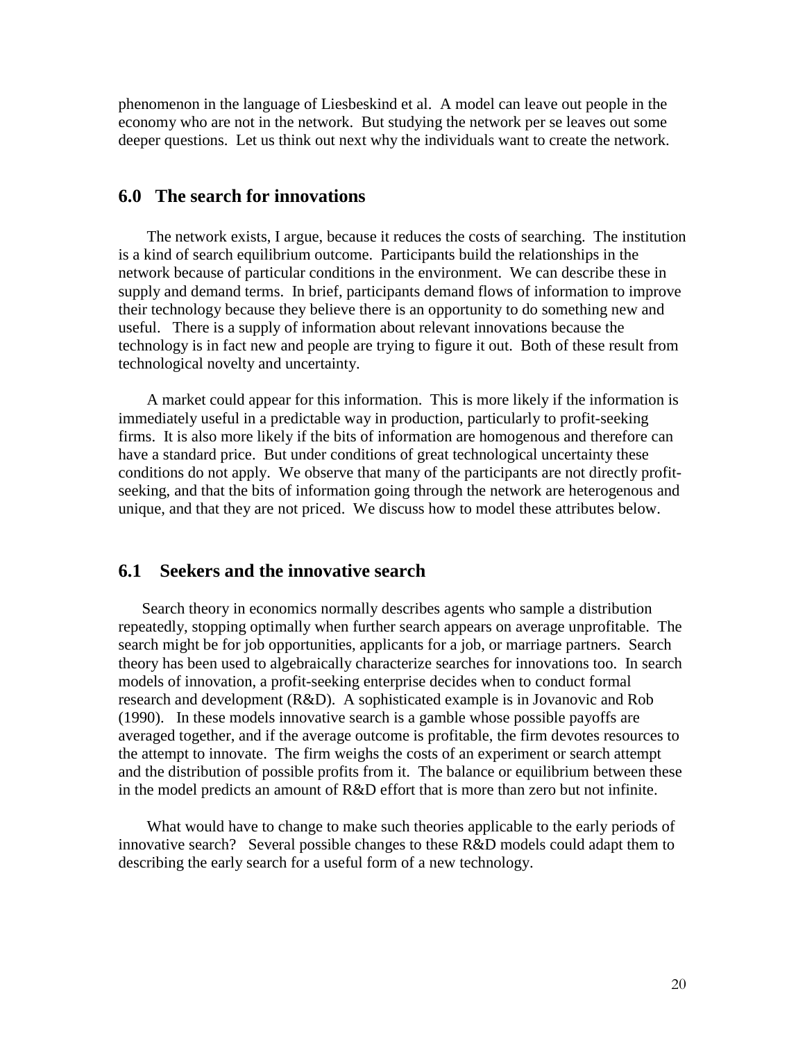phenomenon in the language of Liesbeskind et al. A model can leave out people in the economy who are not in the network. But studying the network per se leaves out some deeper questions. Let us think out next why the individuals want to create the network.

## 6.0 The search for innovations

The network exists, I argue, because it reduces the costs of searching. The institution is a kind of search equilibrium outcome. Participants build the relationships in the network because of particular conditions in the environment. We can describe these in supply and demand terms. In brief, participants demand flows of information to improve their technology because they believe there is an opportunity to do something new and useful. There is a supply of information about relevant innovations because the technology is in fact new and people are trying to figure it out. Both of these result from technological novelty and uncertainty.

A market could appear for this information. This is more likely if the information is immediately useful in a predictable way in production, particularly to profit-seeking firms. It is also more likely if the bits of information are homogenous and therefore can have a standard price. But under conditions of great technological uncertainty these conditions do not apply. We observe that many of the participants are not directly profit-seeking, and that the bits of information going through the network are heterogenous and unique, and that they are not priced. We discuss how to model these attributes below.

## 6.1 Seekers and the innovative search

Search theory in economics normally describes agents who sample a distribution repeatedly, stopping optimally when further search appears on average unprofitable. The search might be for job opportunities, applicants for a job, or marriage partners. Search theory has been used to algebraically characterize searches for innovations too. In search models of innovation, a profit-seeking enterprise decides when to conduct formal research and development (R&D). A sophisticated example is in Jovanovic and Rob (1990). In these models innovative search is a gamble whose possible payoffs are averaged together, and if the average outcome is profitable, the firm devotes resources to the attempt to innovate. The firm weighs the costs of an experiment or search attempt and the distribution of possible profits from it. The balance or equilibrium between these in the model predicts an amount of R&D effort that is more than zero but not infinite.

What would have to change to make such theories applicable to the early periods of innovative search? Several possible changes to these R&D models could adapt them to describing the early search for a useful form of a new technology.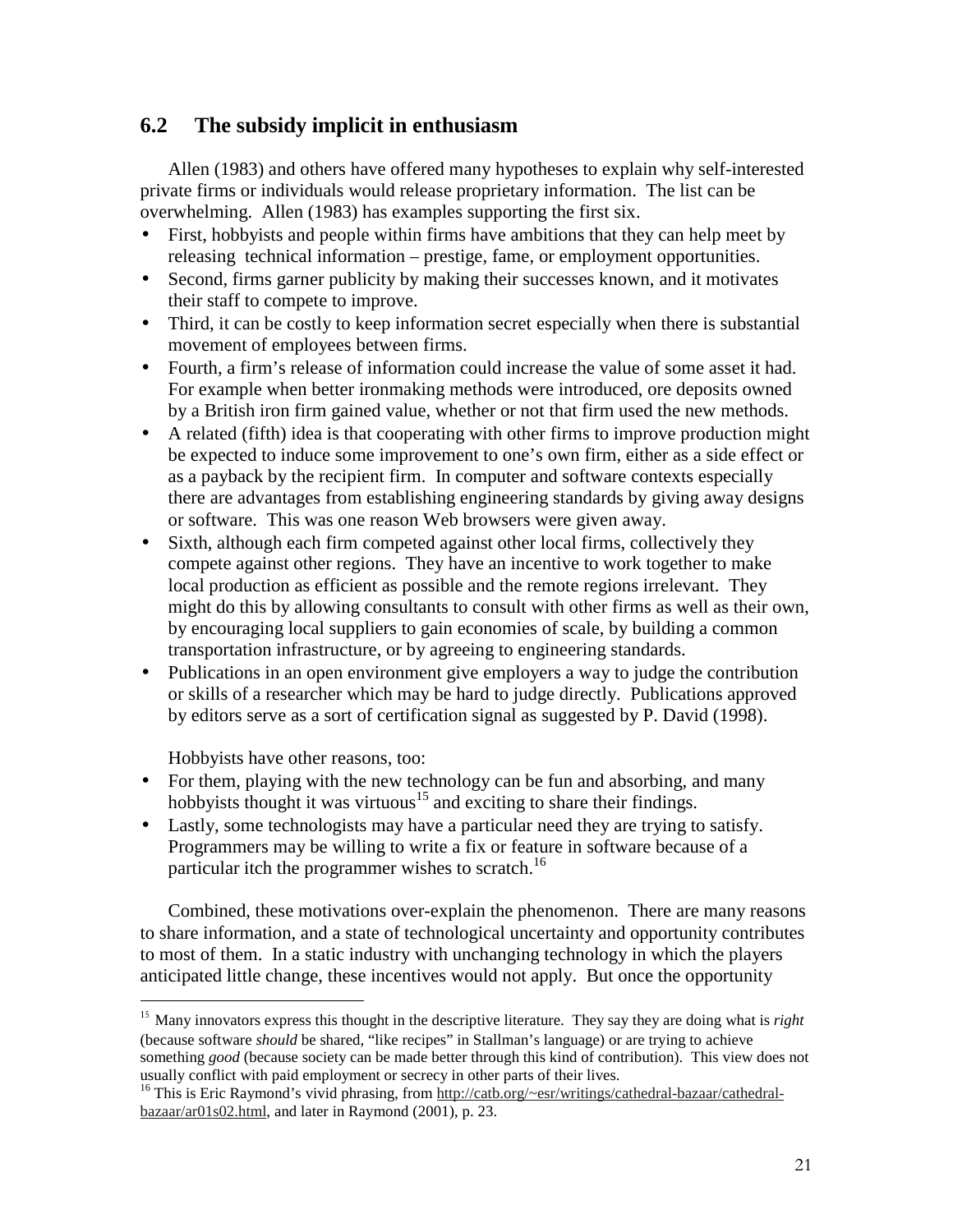## 6.2 The subsidy implicit in enthusiasm

Allen (1983) and others have offered many hypotheses to explain why self-interested private firms or individuals would release proprietary information. The list can be overwhelming. Allen (1983) has examples supporting the first six.

- First, hobbyists and people within firms have ambitions that they can help meet by releasing technical information – prestige, fame, or employment opportunities.
- Second, firms garner publicity by making their successes known, and it motivates their staff to compete to improve.
- Third, it can be costly to keep information secret especially when there is substantial movement of employees between firms.
- Fourth, a firm's release of information could increase the value of some asset it had. For example when better ironmaking methods were introduced, ore deposits owned by a British iron firm gained value, whether or not that firm used the new methods.
- A related (fifth) idea is that cooperating with other firms to improve production might be expected to induce some improvement to one's own firm, either as a side effect or as a payback by the recipient firm. In computer and software contexts especially there are advantages from establishing engineering standards by giving away designs or software. This was one reason Web browsers were given away.
- Sixth, although each firm competed against other local firms, collectively they compete against other regions. They have an incentive to work together to make local production as efficient as possible and the remote regions irrelevant. They might do this by allowing consultants to consult with other firms as well as their own, by encouraging local suppliers to gain economies of scale, by building a common transportation infrastructure, or by agreeing to engineering standards.
- Publications in an open environment give employers a way to judge the contribution or skills of a researcher which may be hard to judge directly. Publications approved by editors serve as a sort of certification signal as suggested by P. David (1998).

Hobbyists have other reasons, too:

- For them, playing with the new technology can be fun and absorbing, and many hobbyists thought it was virtuous[15] and exciting to share their findings.
- Lastly, some technologists may have a particular need they are trying to satisfy. Programmers may be willing to write a fix or feature in software because of a particular itch the programmer wishes to scratch.[16]

Combined, these motivations over-explain the phenomenon. There are many reasons to share information, and a state of technological uncertainty and opportunity contributes to most of them. In a static industry with unchanging technology in which the players anticipated little change, these incentives would not apply. But once the opportunity

---

[15] Many innovators express this thought in the descriptive literature. They say they are doing what is *right* (because software *should* be shared, "like recipes" in Stallman's language) or are trying to achieve something *good* (because society can be made better through this kind of contribution). This view does not usually conflict with paid employment or secrecy in other parts of their lives.

[16] This is Eric Raymond's vivid phrasing, from http://catb.org/~esr/writings/cathedral-bazaar/cathedral-bazaar/ar01s02.html, and later in Raymond (2001), p. 23.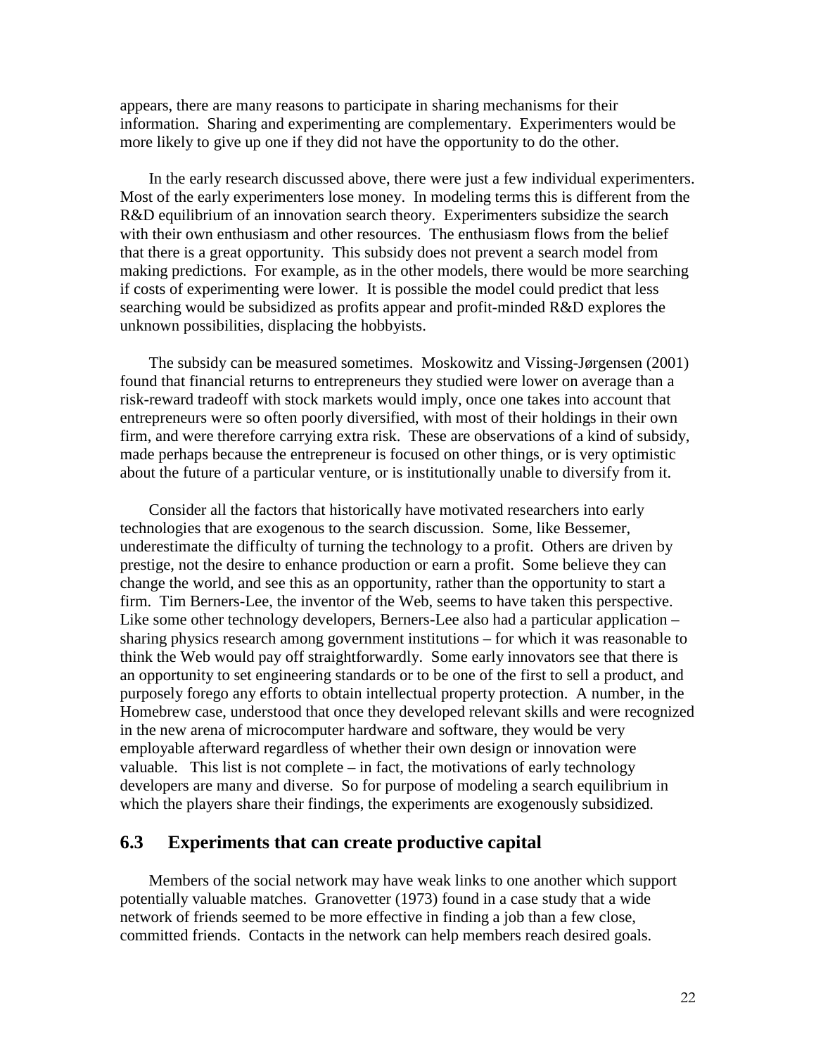appears, there are many reasons to participate in sharing mechanisms for their information. Sharing and experimenting are complementary. Experimenters would be more likely to give up one if they did not have the opportunity to do the other.

In the early research discussed above, there were just a few individual experimenters. Most of the early experimenters lose money. In modeling terms this is different from the R&D equilibrium of an innovation search theory. Experimenters subsidize the search with their own enthusiasm and other resources. The enthusiasm flows from the belief that there is a great opportunity. This subsidy does not prevent a search model from making predictions. For example, as in the other models, there would be more searching if costs of experimenting were lower. It is possible the model could predict that less searching would be subsidized as profits appear and profit-minded R&D explores the unknown possibilities, displacing the hobbyists.

The subsidy can be measured sometimes. Moskowitz and Vissing-Jørgensen (2001) found that financial returns to entrepreneurs they studied were lower on average than a risk-reward tradeoff with stock markets would imply, once one takes into account that entrepreneurs were so often poorly diversified, with most of their holdings in their own firm, and were therefore carrying extra risk. These are observations of a kind of subsidy, made perhaps because the entrepreneur is focused on other things, or is very optimistic about the future of a particular venture, or is institutionally unable to diversify from it.

Consider all the factors that historically have motivated researchers into early technologies that are exogenous to the search discussion. Some, like Bessemer, underestimate the difficulty of turning the technology to a profit. Others are driven by prestige, not the desire to enhance production or earn a profit. Some believe they can change the world, and see this as an opportunity, rather than the opportunity to start a firm. Tim Berners-Lee, the inventor of the Web, seems to have taken this perspective. Like some other technology developers, Berners-Lee also had a particular application – sharing physics research among government institutions – for which it was reasonable to think the Web would pay off straightforwardly. Some early innovators see that there is an opportunity to set engineering standards or to be one of the first to sell a product, and purposely forego any efforts to obtain intellectual property protection. A number, in the Homebrew case, understood that once they developed relevant skills and were recognized in the new arena of microcomputer hardware and software, they would be very employable afterward regardless of whether their own design or innovation were valuable. This list is not complete – in fact, the motivations of early technology developers are many and diverse. So for purpose of modeling a search equilibrium in which the players share their findings, the experiments are exogenously subsidized.

## 6.3 Experiments that can create productive capital

Members of the social network may have weak links to one another which support potentially valuable matches. Granovetter (1973) found in a case study that a wide network of friends seemed to be more effective in finding a job than a few close, committed friends. Contacts in the network can help members reach desired goals.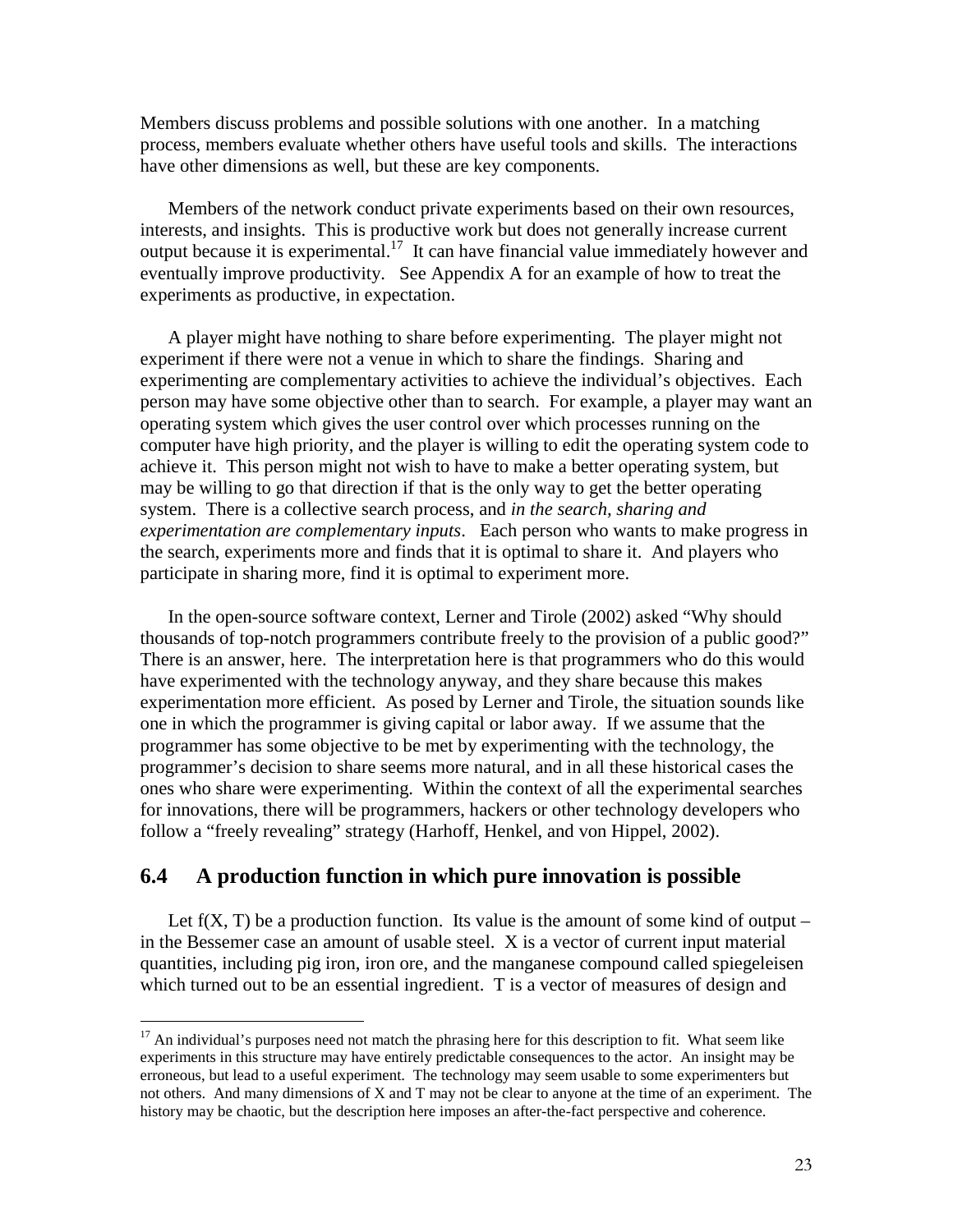Members discuss problems and possible solutions with one another. In a matching process, members evaluate whether others have useful tools and skills. The interactions have other dimensions as well, but these are key components.

Members of the network conduct private experiments based on their own resources, interests, and insights. This is productive work but does not generally increase current output because it is experimental.[17] It can have financial value immediately however and eventually improve productivity. See Appendix A for an example of how to treat the experiments as productive, in expectation.

A player might have nothing to share before experimenting. The player might not experiment if there were not a venue in which to share the findings. Sharing and experimenting are complementary activities to achieve the individual's objectives. Each person may have some objective other than to search. For example, a player may want an operating system which gives the user control over which processes running on the computer have high priority, and the player is willing to edit the operating system code to achieve it. This person might not wish to have to make a better operating system, but may be willing to go that direction if that is the only way to get the better operating system. There is a collective search process, and *in the search, sharing and experimentation are complementary inputs*. Each person who wants to make progress in the search, experiments more and finds that it is optimal to share it. And players who participate in sharing more, find it is optimal to experiment more.

In the open-source software context, Lerner and Tirole (2002) asked "Why should thousands of top-notch programmers contribute freely to the provision of a public good?" There is an answer, here. The interpretation here is that programmers who do this would have experimented with the technology anyway, and they share because this makes experimentation more efficient. As posed by Lerner and Tirole, the situation sounds like one in which the programmer is giving capital or labor away. If we assume that the programmer has some objective to be met by experimenting with the technology, the programmer's decision to share seems more natural, and in all these historical cases the ones who share were experimenting. Within the context of all the experimental searches for innovations, there will be programmers, hackers or other technology developers who follow a "freely revealing" strategy (Harhoff, Henkel, and von Hippel, 2002).

## 6.4 A production function in which pure innovation is possible

Let $f(X, T)$ be a production function. Its value is the amount of some kind of output – in the Bessemer case an amount of usable steel. $X$ is a vector of current input material quantities, including pig iron, iron ore, and the manganese compound called spiegeleisen which turned out to be an essential ingredient. $T$ is a vector of measures of design and

---

[17] An individual's purposes need not match the phrasing here for this description to fit. What seem like experiments in this structure may have entirely predictable consequences to the actor. An insight may be erroneous, but lead to a useful experiment. The technology may seem usable to some experimenters but not others. And many dimensions of X and T may not be clear to anyone at the time of an experiment. The history may be chaotic, but the description here imposes an after-the-fact perspective and coherence.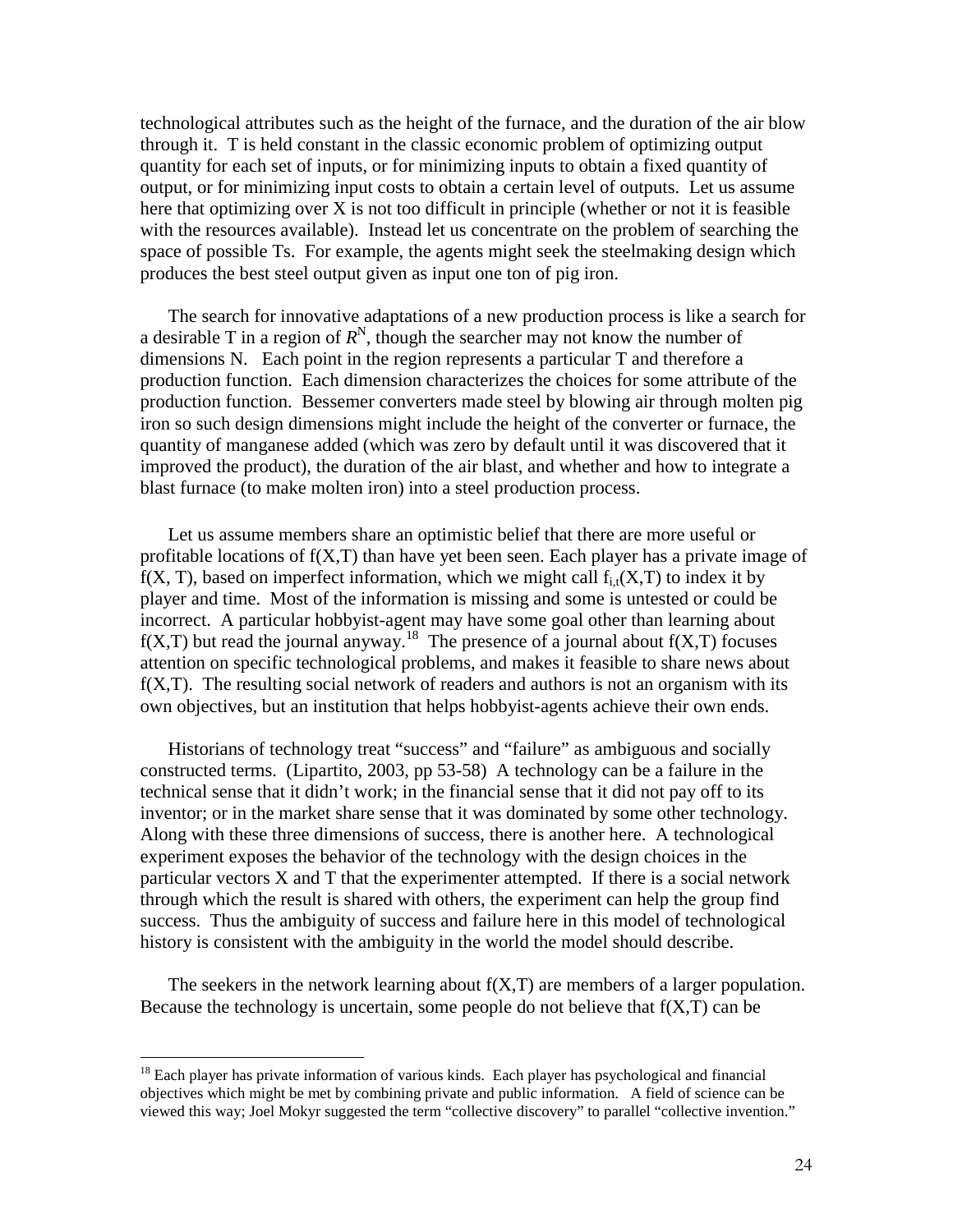technological attributes such as the height of the furnace, and the duration of the air blow through it. T is held constant in the classic economic problem of optimizing output quantity for each set of inputs, or for minimizing inputs to obtain a fixed quantity of output, or for minimizing input costs to obtain a certain level of outputs. Let us assume here that optimizing over X is not too difficult in principle (whether or not it is feasible with the resources available). Instead let us concentrate on the problem of searching the space of possible Ts. For example, the agents might seek the steelmaking design which produces the best steel output given as input one ton of pig iron.

The search for innovative adaptations of a new production process is like a search for a desirable T in a region of $R^N$, though the searcher may not know the number of dimensions N. Each point in the region represents a particular T and therefore a production function. Each dimension characterizes the choices for some attribute of the production function. Bessemer converters made steel by blowing air through molten pig iron so such design dimensions might include the height of the converter or furnace, the quantity of manganese added (which was zero by default until it was discovered that it improved the product), the duration of the air blast, and whether and how to integrate a blast furnace (to make molten iron) into a steel production process.

Let us assume members share an optimistic belief that there are more useful or profitable locations of f(X,T) than have yet been seen. Each player has a private image of f(X, T), based on imperfect information, which we might call $f_{i,t}(X,T)$ to index it by player and time. Most of the information is missing and some is untested or could be incorrect. A particular hobbyist-agent may have some goal other than learning about f(X,T) but read the journal anyway.[18] The presence of a journal about f(X,T) focuses attention on specific technological problems, and makes it feasible to share news about f(X,T). The resulting social network of readers and authors is not an organism with its own objectives, but an institution that helps hobbyist-agents achieve their own ends.

Historians of technology treat "success" and "failure" as ambiguous and socially constructed terms. (Lipartito, 2003, pp 53-58) A technology can be a failure in the technical sense that it didn't work; in the financial sense that it did not pay off to its inventor; or in the market share sense that it was dominated by some other technology. Along with these three dimensions of success, there is another here. A technological experiment exposes the behavior of the technology with the design choices in the particular vectors X and T that the experimenter attempted. If there is a social network through which the result is shared with others, the experiment can help the group find success. Thus the ambiguity of success and failure here in this model of technological history is consistent with the ambiguity in the world the model should describe.

The seekers in the network learning about f(X,T) are members of a larger population. Because the technology is uncertain, some people do not believe that f(X,T) can be

[18] Each player has private information of various kinds. Each player has psychological and financial objectives which might be met by combining private and public information. A field of science can be viewed this way; Joel Mokyr suggested the term "collective discovery" to parallel "collective invention."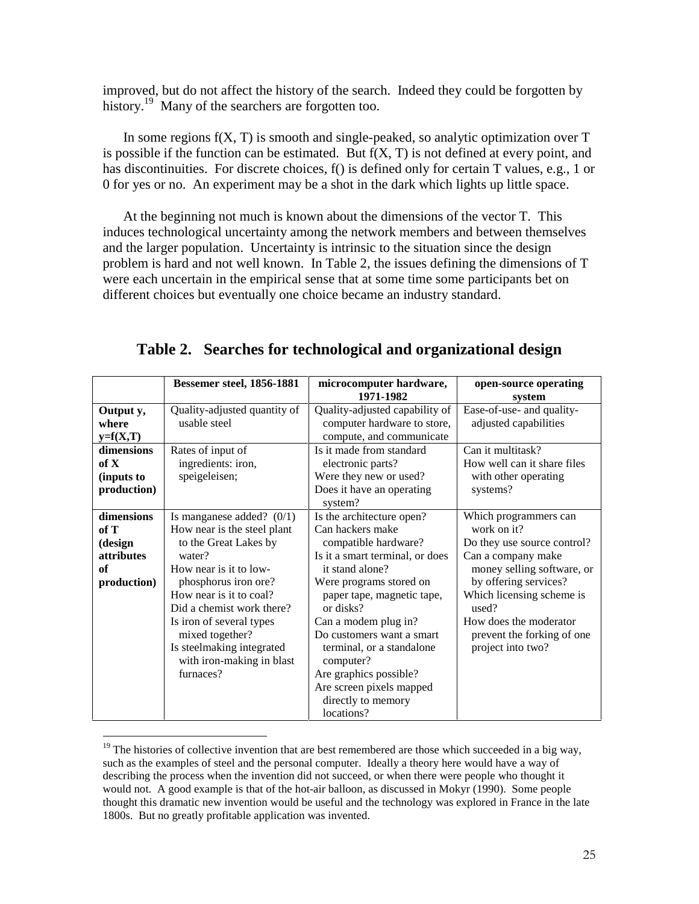improved, but do not affect the history of the search. Indeed they could be forgotten by history.[19] Many of the searchers are forgotten too.

In some regions $f(X, T)$ is smooth and single-peaked, so analytic optimization over T is possible if the function can be estimated. But $f(X, T)$ is not defined at every point, and has discontinuities. For discrete choices, f() is defined only for certain T values, e.g., 1 or 0 for yes or no. An experiment may be a shot in the dark which lights up little space.

At the beginning not much is known about the dimensions of the vector T. This induces technological uncertainty among the network members and between themselves and the larger population. Uncertainty is intrinsic to the situation since the design problem is hard and not well known. In Table 2, the issues defining the dimensions of T were each uncertain in the empirical sense that at some time some participants bet on different choices but eventually one choice became an industry standard.

## Table 2. Searches for technological and organizational design

| | **Bessemer steel, 1856-1881** | **microcomputer hardware, 1971-1982** | **open-source operating system** |
|---|---|---|---|
| **Output y, where y=f(X,T)** | Quality-adjusted quantity of usable steel | Quality-adjusted capability of computer hardware to store, compute, and communicate | Ease-of-use- and quality-adjusted capabilities |
| **dimensions of X (inputs to production)** | Rates of input of ingredients: iron, speigeleisen; | Is it made from standard electronic parts?<br>Were they new or used?<br>Does it have an operating system? | Can it multitask?<br>How well can it share files with other operating systems? |
| **dimensions of T (design attributes of production)** | Is manganese added? (0/1)<br>How near is the steel plant to the Great Lakes by water?<br>How near is it to low-phosphorus iron ore?<br>How near is it to coal?<br>Did a chemist work there?<br>Is iron of several types mixed together?<br>Is steelmaking integrated with iron-making in blast furnaces? | Is the architecture open?<br>Can hackers make compatible hardware?<br>Is it a smart terminal, or does it stand alone?<br>Were programs stored on paper tape, magnetic tape, or disks?<br>Can a modem plug in?<br>Do customers want a smart terminal, or a standalone computer?<br>Are graphics possible?<br>Are screen pixels mapped directly to memory locations? | Which programmers can work on it?<br>Do they use source control?<br>Can a company make money selling software, or by offering services?<br>Which licensing scheme is used?<br>How does the moderator prevent the forking of one project into two? |

[19] The histories of collective invention that are best remembered are those which succeeded in a big way, such as the examples of steel and the personal computer. Ideally a theory here would have a way of describing the process when the invention did not succeed, or when there were people who thought it would not. A good example is that of the hot-air balloon, as discussed in Mokyr (1990). Some people thought this dramatic new invention would be useful and the technology was explored in France in the late 1800s. But no greatly profitable application was invented.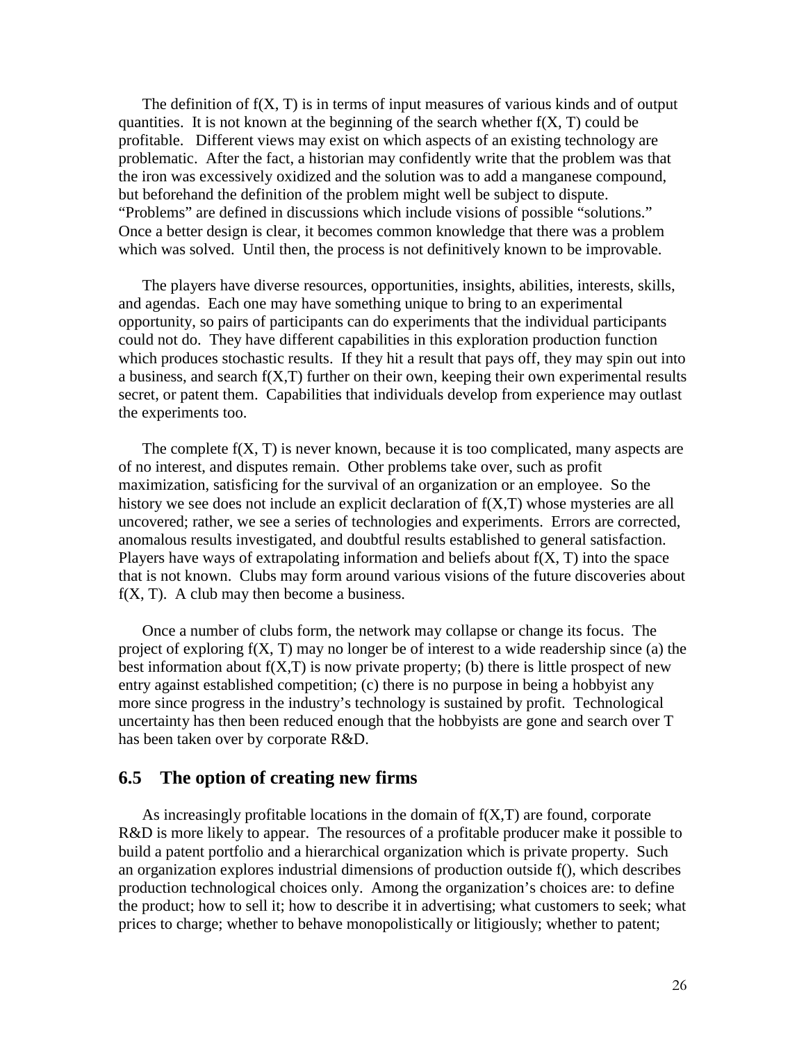The definition of $f(X, T)$ is in terms of input measures of various kinds and of output quantities. It is not known at the beginning of the search whether $f(X, T)$ could be profitable. Different views may exist on which aspects of an existing technology are problematic. After the fact, a historian may confidently write that the problem was that the iron was excessively oxidized and the solution was to add a manganese compound, but beforehand the definition of the problem might well be subject to dispute. "Problems" are defined in discussions which include visions of possible "solutions." Once a better design is clear, it becomes common knowledge that there was a problem which was solved. Until then, the process is not definitively known to be improvable.

The players have diverse resources, opportunities, insights, abilities, interests, skills, and agendas. Each one may have something unique to bring to an experimental opportunity, so pairs of participants can do experiments that the individual participants could not do. They have different capabilities in this exploration production function which produces stochastic results. If they hit a result that pays off, they may spin out into a business, and search $f(X,T)$ further on their own, keeping their own experimental results secret, or patent them. Capabilities that individuals develop from experience may outlast the experiments too.

The complete $f(X, T)$ is never known, because it is too complicated, many aspects are of no interest, and disputes remain. Other problems take over, such as profit maximization, satisficing for the survival of an organization or an employee. So the history we see does not include an explicit declaration of $f(X,T)$ whose mysteries are all uncovered; rather, we see a series of technologies and experiments. Errors are corrected, anomalous results investigated, and doubtful results established to general satisfaction. Players have ways of extrapolating information and beliefs about $f(X, T)$ into the space that is not known. Clubs may form around various visions of the future discoveries about $f(X, T)$. A club may then become a business.

Once a number of clubs form, the network may collapse or change its focus. The project of exploring $f(X, T)$ may no longer be of interest to a wide readership since (a) the best information about $f(X,T)$ is now private property; (b) there is little prospect of new entry against established competition; (c) there is no purpose in being a hobbyist any more since progress in the industry's technology is sustained by profit. Technological uncertainty has then been reduced enough that the hobbyists are gone and search over T has been taken over by corporate R&D.

## 6.5 The option of creating new firms

As increasingly profitable locations in the domain of $f(X,T)$ are found, corporate R&D is more likely to appear. The resources of a profitable producer make it possible to build a patent portfolio and a hierarchical organization which is private property. Such an organization explores industrial dimensions of production outside $f()$, which describes production technological choices only. Among the organization's choices are: to define the product; how to sell it; how to describe it in advertising; what customers to seek; what prices to charge; whether to behave monopolistically or litigiously; whether to patent;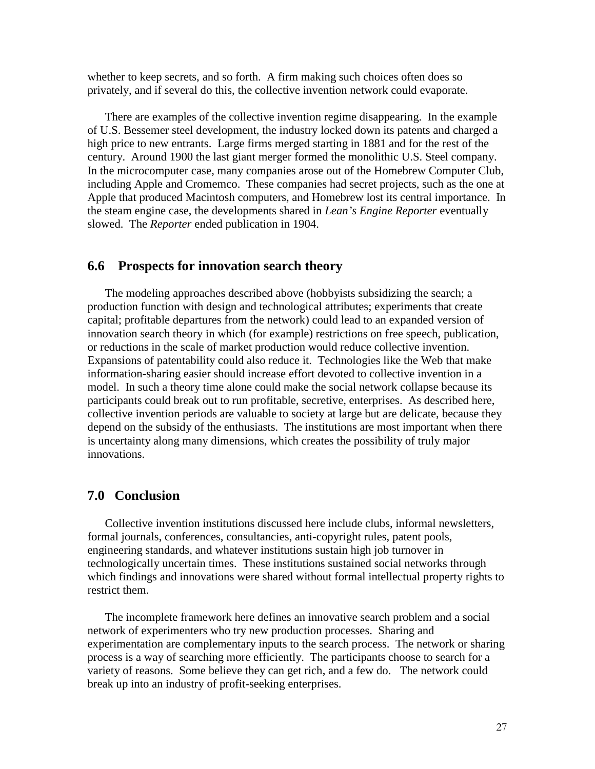whether to keep secrets, and so forth. A firm making such choices often does so privately, and if several do this, the collective invention network could evaporate.

There are examples of the collective invention regime disappearing. In the example of U.S. Bessemer steel development, the industry locked down its patents and charged a high price to new entrants. Large firms merged starting in 1881 and for the rest of the century. Around 1900 the last giant merger formed the monolithic U.S. Steel company. In the microcomputer case, many companies arose out of the Homebrew Computer Club, including Apple and Cromemco. These companies had secret projects, such as the one at Apple that produced Macintosh computers, and Homebrew lost its central importance. In the steam engine case, the developments shared in *Lean's Engine Reporter* eventually slowed. The *Reporter* ended publication in 1904.

## 6.6 Prospects for innovation search theory

The modeling approaches described above (hobbyists subsidizing the search; a production function with design and technological attributes; experiments that create capital; profitable departures from the network) could lead to an expanded version of innovation search theory in which (for example) restrictions on free speech, publication, or reductions in the scale of market production would reduce collective invention. Expansions of patentability could also reduce it. Technologies like the Web that make information-sharing easier should increase effort devoted to collective invention in a model. In such a theory time alone could make the social network collapse because its participants could break out to run profitable, secretive, enterprises. As described here, collective invention periods are valuable to society at large but are delicate, because they depend on the subsidy of the enthusiasts. The institutions are most important when there is uncertainty along many dimensions, which creates the possibility of truly major innovations.

## 7.0 Conclusion

Collective invention institutions discussed here include clubs, informal newsletters, formal journals, conferences, consultancies, anti-copyright rules, patent pools, engineering standards, and whatever institutions sustain high job turnover in technologically uncertain times. These institutions sustained social networks through which findings and innovations were shared without formal intellectual property rights to restrict them.

The incomplete framework here defines an innovative search problem and a social network of experimenters who try new production processes. Sharing and experimentation are complementary inputs to the search process. The network or sharing process is a way of searching more efficiently. The participants choose to search for a variety of reasons. Some believe they can get rich, and a few do. The network could break up into an industry of profit-seeking enterprises.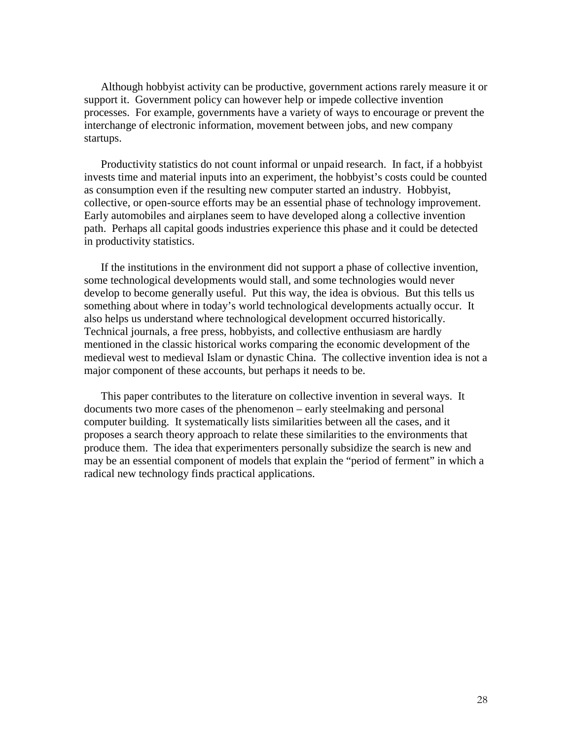Although hobbyist activity can be productive, government actions rarely measure it or support it. Government policy can however help or impede collective invention processes. For example, governments have a variety of ways to encourage or prevent the interchange of electronic information, movement between jobs, and new company startups.

Productivity statistics do not count informal or unpaid research. In fact, if a hobbyist invests time and material inputs into an experiment, the hobbyist's costs could be counted as consumption even if the resulting new computer started an industry. Hobbyist, collective, or open-source efforts may be an essential phase of technology improvement. Early automobiles and airplanes seem to have developed along a collective invention path. Perhaps all capital goods industries experience this phase and it could be detected in productivity statistics.

If the institutions in the environment did not support a phase of collective invention, some technological developments would stall, and some technologies would never develop to become generally useful. Put this way, the idea is obvious. But this tells us something about where in today's world technological developments actually occur. It also helps us understand where technological development occurred historically. Technical journals, a free press, hobbyists, and collective enthusiasm are hardly mentioned in the classic historical works comparing the economic development of the medieval west to medieval Islam or dynastic China. The collective invention idea is not a major component of these accounts, but perhaps it needs to be.

This paper contributes to the literature on collective invention in several ways. It documents two more cases of the phenomenon – early steelmaking and personal computer building. It systematically lists similarities between all the cases, and it proposes a search theory approach to relate these similarities to the environments that produce them. The idea that experimenters personally subsidize the search is new and may be an essential component of models that explain the "period of ferment" in which a radical new technology finds practical applications.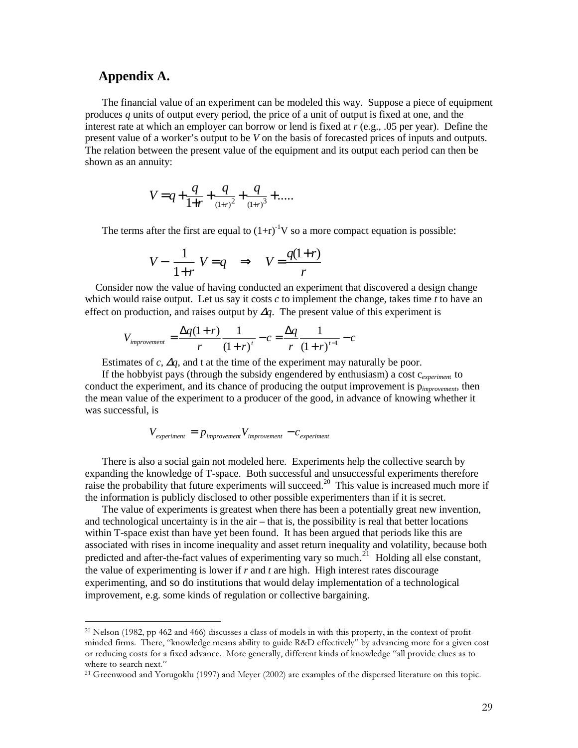## Appendix A.

The financial value of an experiment can be modeled this way. Suppose a piece of equipment produces *q* units of output every period, the price of a unit of output is fixed at one, and the interest rate at which an employer can borrow or lend is fixed at *r* (e.g., .05 per year). Define the present value of a worker's output to be *V* on the basis of forecasted prices of inputs and outputs. The relation between the present value of the equipment and its output each period can then be shown as an annuity:

$$V = q + \frac{q}{1+r} + \frac{q}{(1+r)^2} + \frac{q}{(1+r)^3} + .....$$

The terms after the first are equal to $(1+r)^{-1}V$ so a more compact equation is possible:

$$V - \frac{1}{1+r}V = q \quad \Rightarrow \quad V = \frac{q(1+r)}{r}$$

Consider now the value of having conducted an experiment that discovered a design change which would raise output. Let us say it costs *c* to implement the change, takes time *t* to have an effect on production, and raises output by $\Delta q$. The present value of this experiment is

$$V_{improvement} = \frac{\Delta q(1+r)}{r}\frac{1}{(1+r)^t} - c = \frac{\Delta q}{r}\frac{1}{(1+r)^{t-1}} - c$$

Estimates of *c*, $\Delta q$, and t at the time of the experiment may naturally be poor.

If the hobbyist pays (through the subsidy engendered by enthusiasm) a cost $c_{experiment}$ to conduct the experiment, and its chance of producing the output improvement is $p_{improvement}$, then the mean value of the experiment to a producer of the good, in advance of knowing whether it was successful, is

$$V_{experiment} = p_{improvement}V_{improvement} - c_{experiment}$$

There is also a social gain not modeled here. Experiments help the collective search by expanding the knowledge of T-space. Both successful and unsuccessful experiments therefore raise the probability that future experiments will succeed.[20] This value is increased much more if the information is publicly disclosed to other possible experimenters than if it is secret.

The value of experiments is greatest when there has been a potentially great new invention, and technological uncertainty is in the air – that is, the possibility is real that better locations within T-space exist than have yet been found. It has been argued that periods like this are associated with rises in income inequality and asset return inequality and volatility, because both predicted and after-the-fact values of experimenting vary so much.[21] Holding all else constant, the value of experimenting is lower if *r* and *t* are high. High interest rates discourage experimenting, and so do institutions that would delay implementation of a technological improvement, e.g. some kinds of regulation or collective bargaining.

---

[20] Nelson (1982, pp 462 and 466) discusses a class of models in with this property, in the context of profit-minded firms. There, "knowledge means ability to guide R&D effectively" by advancing more for a given cost or reducing costs for a fixed advance. More generally, different kinds of knowledge "all provide clues as to where to search next."

[21] Greenwood and Yorugoklu (1997) and Meyer (2002) are examples of the dispersed literature on this topic.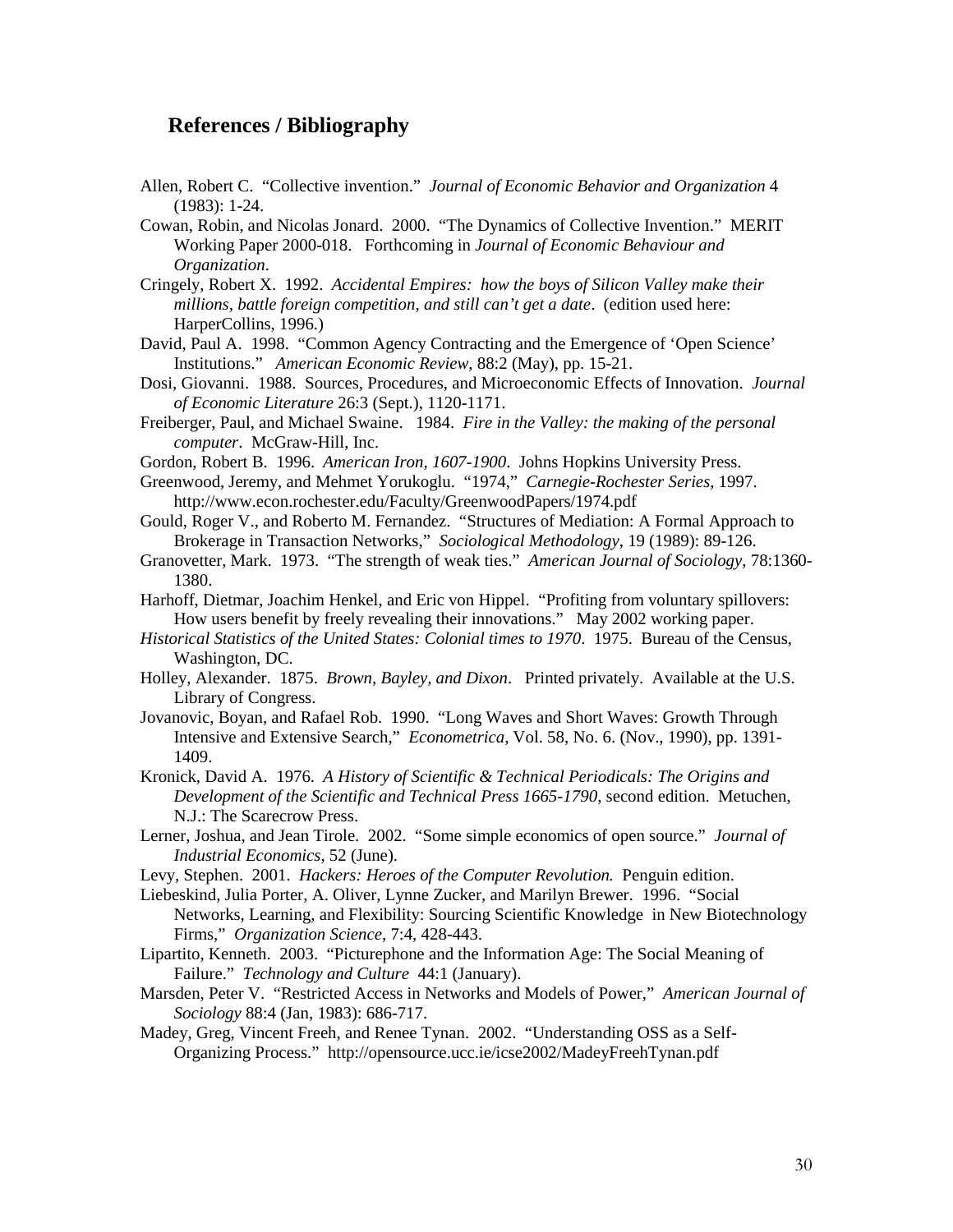## References / Bibliography

Allen, Robert C. "Collective invention." *Journal of Economic Behavior and Organization* 4 (1983): 1-24.

Cowan, Robin, and Nicolas Jonard. 2000. "The Dynamics of Collective Invention." MERIT Working Paper 2000-018. Forthcoming in *Journal of Economic Behaviour and Organization*.

Cringely, Robert X. 1992. *Accidental Empires: how the boys of Silicon Valley make their millions, battle foreign competition, and still can't get a date*. (edition used here: HarperCollins, 1996.)

David, Paul A. 1998. "Common Agency Contracting and the Emergence of 'Open Science' Institutions." *American Economic Review*, 88:2 (May), pp. 15-21.

Dosi, Giovanni. 1988. Sources, Procedures, and Microeconomic Effects of Innovation. *Journal of Economic Literature* 26:3 (Sept.), 1120-1171.

Freiberger, Paul, and Michael Swaine. 1984. *Fire in the Valley: the making of the personal computer*. McGraw-Hill, Inc.

Gordon, Robert B. 1996. *American Iron, 1607-1900*. Johns Hopkins University Press.

Greenwood, Jeremy, and Mehmet Yorukoglu. "1974," *Carnegie-Rochester Series*, 1997. http://www.econ.rochester.edu/Faculty/GreenwoodPapers/1974.pdf

Gould, Roger V., and Roberto M. Fernandez. "Structures of Mediation: A Formal Approach to Brokerage in Transaction Networks," *Sociological Methodology*, 19 (1989): 89-126.

Granovetter, Mark. 1973. "The strength of weak ties." *American Journal of Sociology*, 78:1360-1380.

Harhoff, Dietmar, Joachim Henkel, and Eric von Hippel. "Profiting from voluntary spillovers: How users benefit by freely revealing their innovations." May 2002 working paper.

*Historical Statistics of the United States: Colonial times to 1970*. 1975. Bureau of the Census, Washington, DC.

Holley, Alexander. 1875. *Brown, Bayley, and Dixon*. Printed privately. Available at the U.S. Library of Congress.

Jovanovic, Boyan, and Rafael Rob. 1990. "Long Waves and Short Waves: Growth Through Intensive and Extensive Search," *Econometrica*, Vol. 58, No. 6. (Nov., 1990), pp. 1391-1409.

Kronick, David A. 1976. *A History of Scientific & Technical Periodicals: The Origins and Development of the Scientific and Technical Press 1665-1790*, second edition. Metuchen, N.J.: The Scarecrow Press.

Lerner, Joshua, and Jean Tirole. 2002. "Some simple economics of open source." *Journal of Industrial Economics*, 52 (June).

Levy, Stephen. 2001. *Hackers: Heroes of the Computer Revolution.* Penguin edition.

Liebeskind, Julia Porter, A. Oliver, Lynne Zucker, and Marilyn Brewer. 1996. "Social Networks, Learning, and Flexibility: Sourcing Scientific Knowledge in New Biotechnology Firms," *Organization Science*, 7:4, 428-443.

Lipartito, Kenneth. 2003. "Picturephone and the Information Age: The Social Meaning of Failure." *Technology and Culture* 44:1 (January).

Marsden, Peter V. "Restricted Access in Networks and Models of Power," *American Journal of Sociology* 88:4 (Jan, 1983): 686-717.

Madey, Greg, Vincent Freeh, and Renee Tynan. 2002. "Understanding OSS as a Self-Organizing Process." http://opensource.ucc.ie/icse2002/MadeyFreehTynan.pdf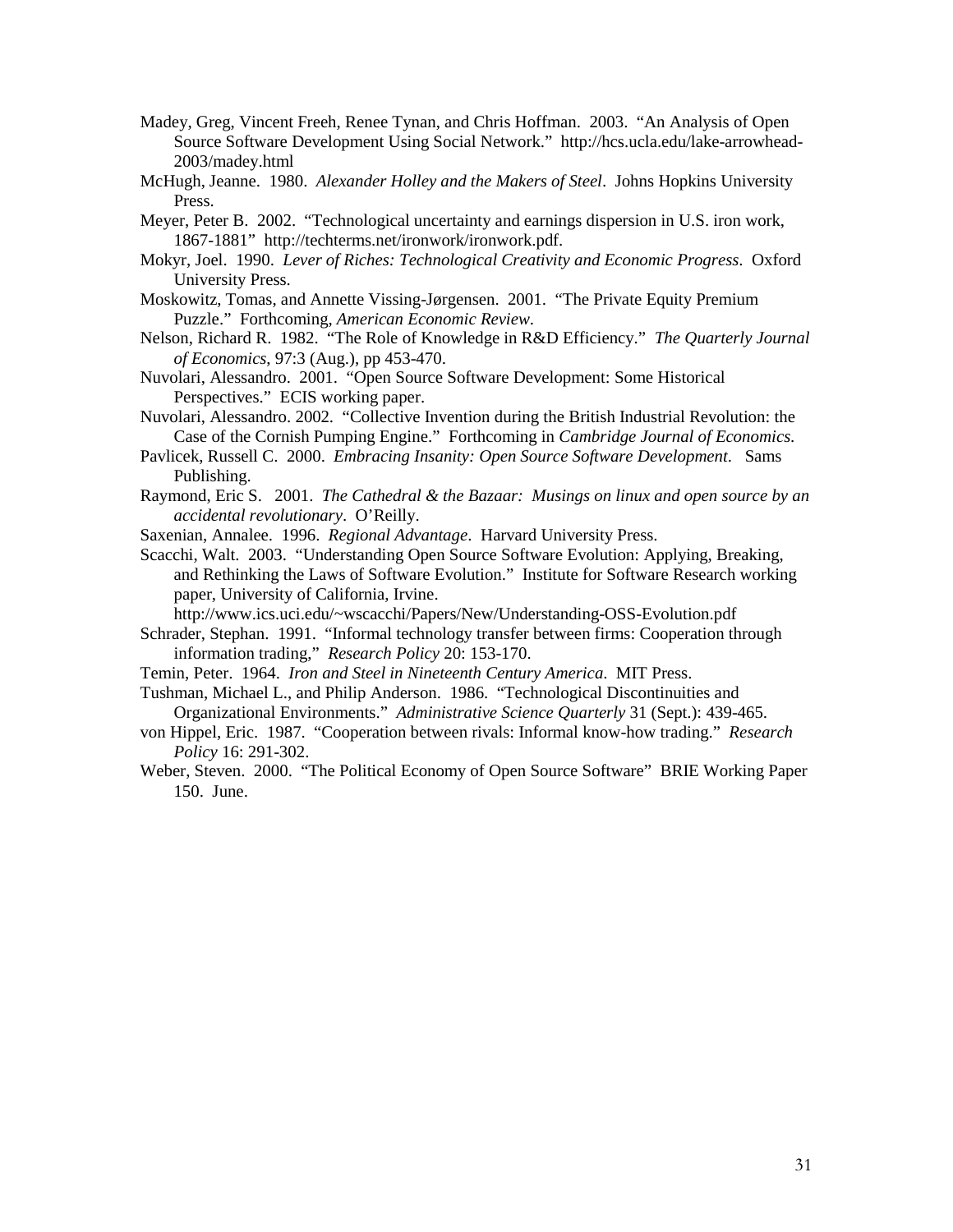Madey, Greg, Vincent Freeh, Renee Tynan, and Chris Hoffman. 2003. "An Analysis of Open Source Software Development Using Social Network." http://hcs.ucla.edu/lake-arrowhead-2003/madey.html

McHugh, Jeanne. 1980. *Alexander Holley and the Makers of Steel*. Johns Hopkins University Press.

Meyer, Peter B. 2002. "Technological uncertainty and earnings dispersion in U.S. iron work, 1867-1881" http://techterms.net/ironwork/ironwork.pdf.

Mokyr, Joel. 1990. *Lever of Riches: Technological Creativity and Economic Progress*. Oxford University Press.

Moskowitz, Tomas, and Annette Vissing-Jørgensen. 2001. "The Private Equity Premium Puzzle." Forthcoming, *American Economic Review*.

Nelson, Richard R. 1982. "The Role of Knowledge in R&D Efficiency." *The Quarterly Journal of Economics*, 97:3 (Aug.), pp 453-470.

Nuvolari, Alessandro. 2001. "Open Source Software Development: Some Historical Perspectives." ECIS working paper.

Nuvolari, Alessandro. 2002. "Collective Invention during the British Industrial Revolution: the Case of the Cornish Pumping Engine." Forthcoming in *Cambridge Journal of Economics*.

Pavlicek, Russell C. 2000. *Embracing Insanity: Open Source Software Development*. Sams Publishing.

Raymond, Eric S. 2001. *The Cathedral & the Bazaar: Musings on linux and open source by an accidental revolutionary*. O'Reilly.

Saxenian, Annalee. 1996. *Regional Advantage*. Harvard University Press.

Scacchi, Walt. 2003. "Understanding Open Source Software Evolution: Applying, Breaking, and Rethinking the Laws of Software Evolution." Institute for Software Research working paper, University of California, Irvine. http://www.ics.uci.edu/~wscacchi/Papers/New/Understanding-OSS-Evolution.pdf

Schrader, Stephan. 1991. "Informal technology transfer between firms: Cooperation through information trading," *Research Policy* 20: 153-170.

Temin, Peter. 1964. *Iron and Steel in Nineteenth Century America*. MIT Press.

Tushman, Michael L., and Philip Anderson. 1986. "Technological Discontinuities and Organizational Environments." *Administrative Science Quarterly* 31 (Sept.): 439-465.

von Hippel, Eric. 1987. "Cooperation between rivals: Informal know-how trading." *Research Policy* 16: 291-302.

Weber, Steven. 2000. "The Political Economy of Open Source Software" BRIE Working Paper 150. June.